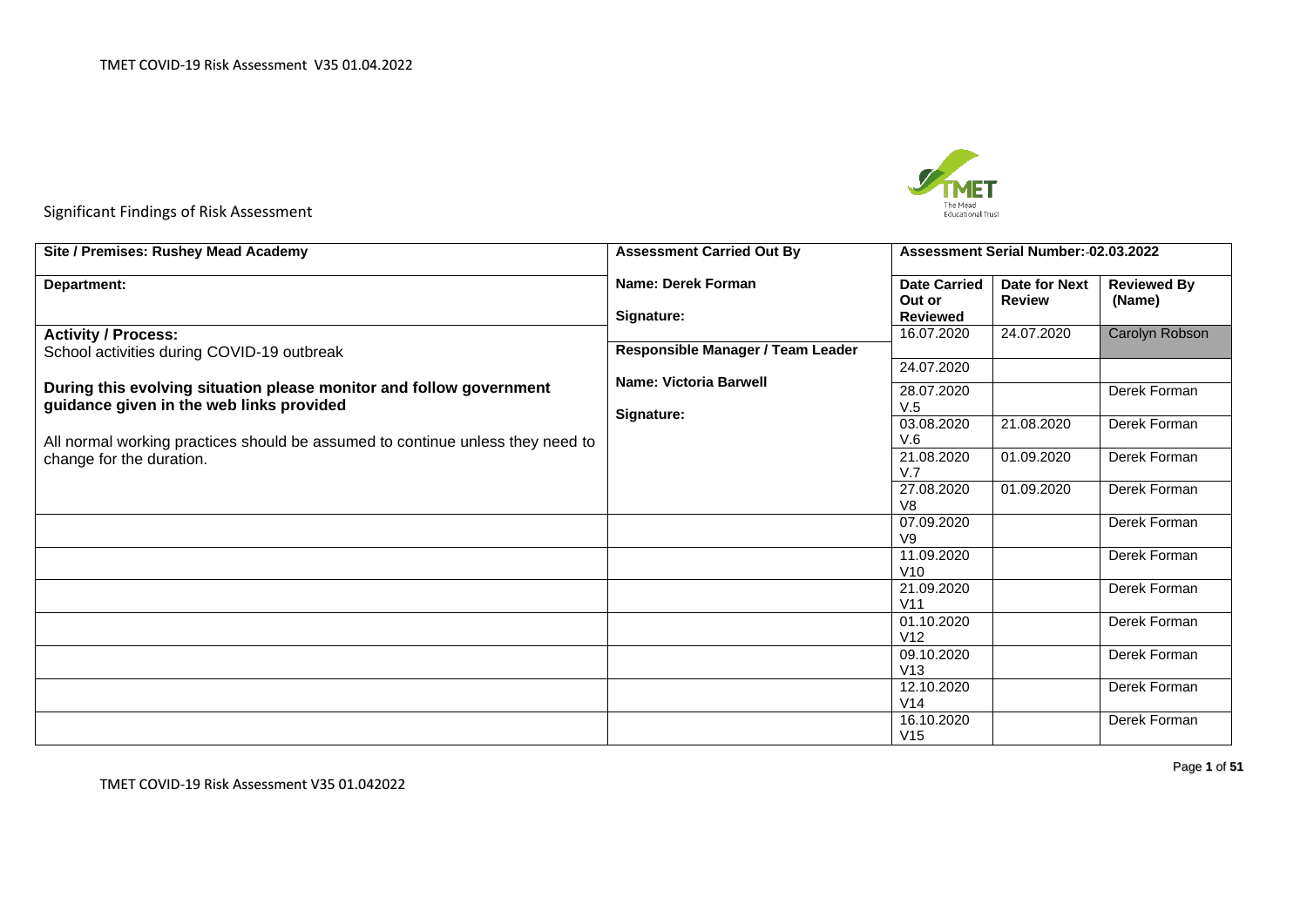Significant Findings of Risk Assessment

| Site / Premises: Rushey Mead Academy | Assessment Carried Out By | Assessment Serial Number:-02.03.2022 | | |
|---|---|---|---|---|
| **Department:** | **Name: Derek Forman**<br><br>**Signature:** | **Date Carried Out or Reviewed** | **Date for Next Review** | **Reviewed By (Name)** |
| **Activity / Process:**<br>School activities during COVID-19 outbreak<br><br>**During this evolving situation please monitor and follow government guidance given in the web links provided**<br><br>All normal working practices should be assumed to continue unless they need to change for the duration. | **Responsible Manager / Team Leader**<br><br>**Name: Victoria Barwell**<br><br>**Signature:** | 16.07.2020 | 24.07.2020 | Carolyn Robson |
| | | 24.07.2020 | | |
| | | 28.07.2020 V.5 | | Derek Forman |
| | | 03.08.2020 V.6 | 21.08.2020 | Derek Forman |
| | | 21.08.2020 V.7 | 01.09.2020 | Derek Forman |
| | | 27.08.2020 V8 | 01.09.2020 | Derek Forman |
| | | 07.09.2020 V9 | | Derek Forman |
| | | 11.09.2020 V10 | | Derek Forman |
| | | 21.09.2020 V11 | | Derek Forman |
| | | 01.10.2020 V12 | | Derek Forman |
| | | 09.10.2020 V13 | | Derek Forman |
| | | 12.10.2020 V14 | | Derek Forman |
| | | 16.10.2020 V15 | | Derek Forman |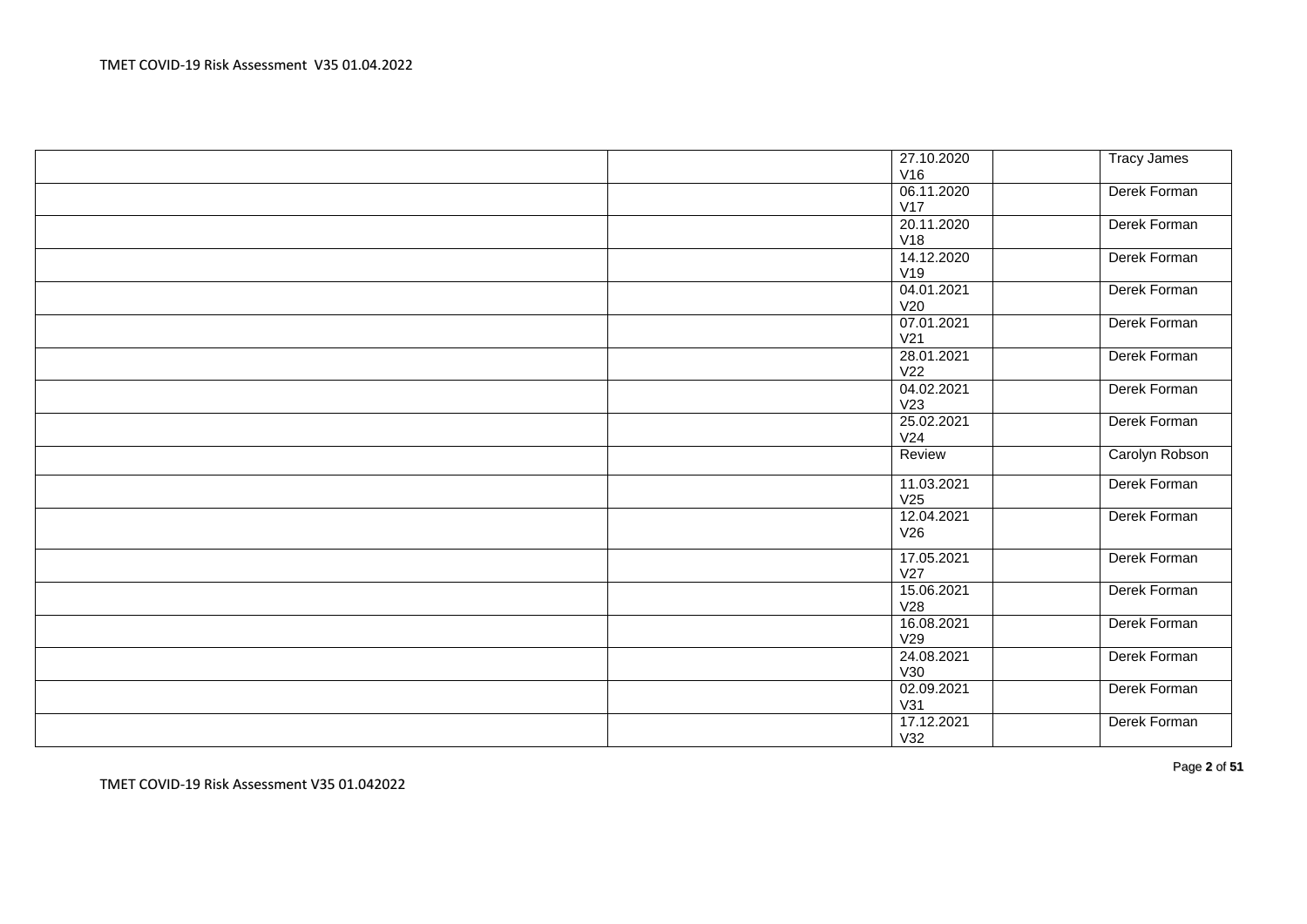| | | | | |
|---|---|---|---|---|
| | | 27.10.2020 V16 | | Tracy James |
| | | 06.11.2020 V17 | | Derek Forman |
| | | 20.11.2020 V18 | | Derek Forman |
| | | 14.12.2020 V19 | | Derek Forman |
| | | 04.01.2021 V20 | | Derek Forman |
| | | 07.01.2021 V21 | | Derek Forman |
| | | 28.01.2021 V22 | | Derek Forman |
| | | 04.02.2021 V23 | | Derek Forman |
| | | 25.02.2021 V24 | | Derek Forman |
| | | Review | | Carolyn Robson |
| | | 11.03.2021 V25 | | Derek Forman |
| | | 12.04.2021 V26 | | Derek Forman |
| | | 17.05.2021 V27 | | Derek Forman |
| | | 15.06.2021 V28 | | Derek Forman |
| | | 16.08.2021 V29 | | Derek Forman |
| | | 24.08.2021 V30 | | Derek Forman |
| | | 02.09.2021 V31 | | Derek Forman |
| | | 17.12.2021 V32 | | Derek Forman |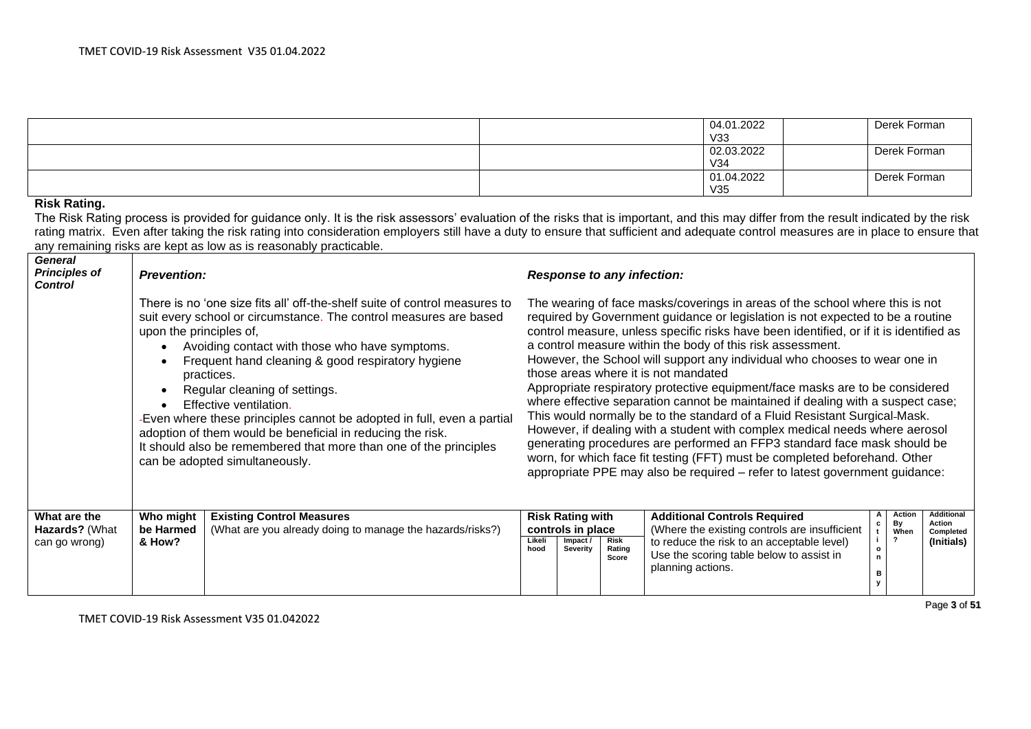| | | 04.01.2022 V33 | | Derek Forman |
|---|---|---|---|---|
| | | 02.03.2022 V34 | | Derek Forman |
| | | 01.04.2022 V35 | | Derek Forman |

**Risk Rating.**

The Risk Rating process is provided for guidance only. It is the risk assessors' evaluation of the risks that is important, and this may differ from the result indicated by the risk rating matrix. Even after taking the risk rating into consideration employers still have a duty to ensure that sufficient and adequate control measures are in place to ensure that any remaining risks are kept as low as is reasonably practicable.

| ***General Principles of Control*** | ***Prevention:*** | ***Response to any infection:*** |
|---|---|---|
| | There is no 'one size fits all' off-the-shelf suite of control measures to suit every school or circumstance. The control measures are based upon the principles of,<br>• Avoiding contact with those who have symptoms.<br>• Frequent hand cleaning & good respiratory hygiene practices.<br>• Regular cleaning of settings.<br>• Effective ventilation.<br>-Even where these principles cannot be adopted in full, even a partial adoption of them would be beneficial in reducing the risk.<br>It should also be remembered that more than one of the principles can be adopted simultaneously. | The wearing of face masks/coverings in areas of the school where this is not required by Government guidance or legislation is not expected to be a routine control measure, unless specific risks have been identified, or if it is identified as a control measure within the body of this risk assessment.<br>However, the School will support any individual who chooses to wear one in those areas where it is not mandated<br>Appropriate respiratory protective equipment/face masks are to be considered where effective separation cannot be maintained if dealing with a suspect case; This would normally be to the standard of a Fluid Resistant Surgical-Mask. However, if dealing with a student with complex medical needs where aerosol generating procedures are performed an FFP3 standard face mask should be worn, for which face fit testing (FFT) must be completed beforehand. Other appropriate PPE may also be required – refer to latest government guidance: |

| **What are the Hazards?** (What can go wrong) | **Who might be Harmed & How?** | **Existing Control Measures** (What are you already doing to manage the hazards/risks?) | **Risk Rating with controls in place** | | | **Additional Controls Required** (Where the existing controls are insufficient to reduce the risk to an acceptable level) Use the scoring table below to assist in planning actions. | **Action By** | **Action By When?** | **Additional Action Completed (Initials)** |
|---|---|---|---|---|---|---|---|---|---|
| | | | **Likelihood** | **Impact / Severity** | **Risk Rating Score** | | | | |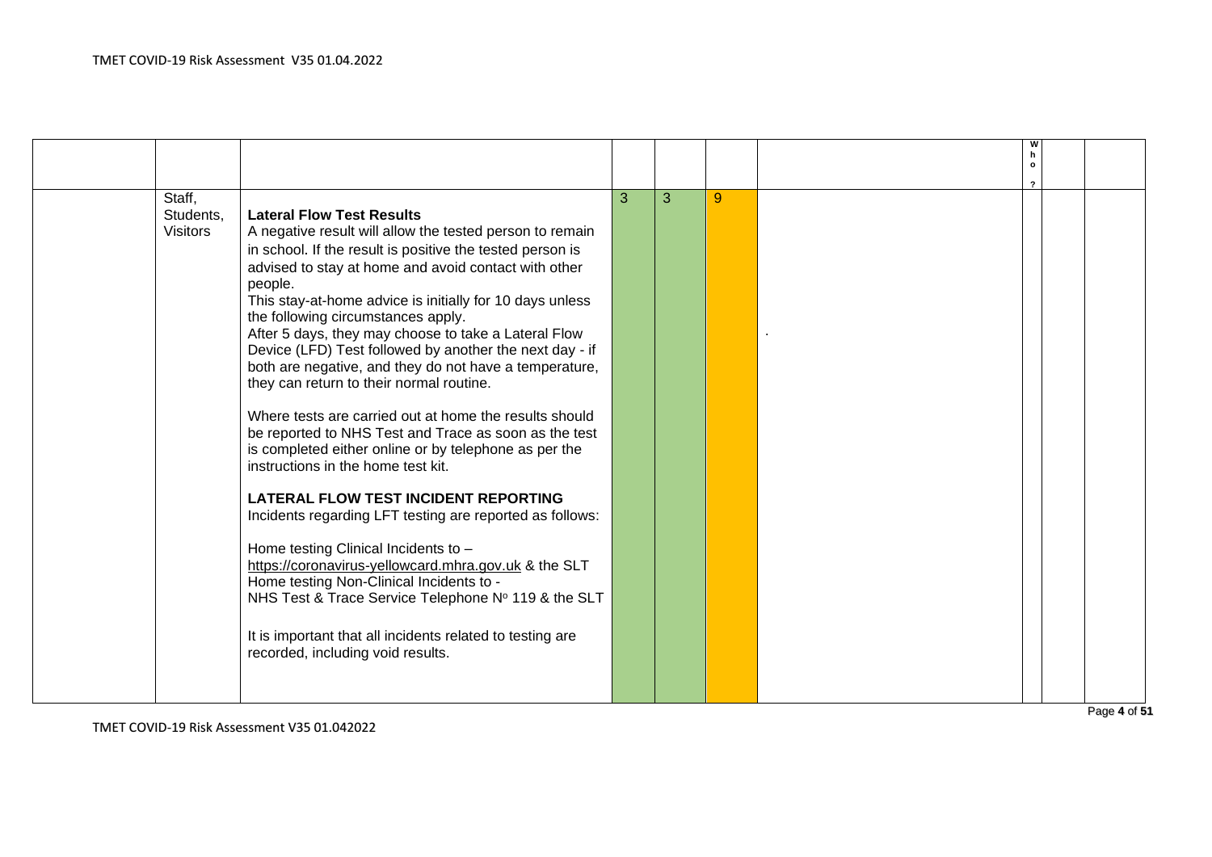| | | | | | | Who? | | |
|---|---|---|---|---|---|---|---|---|
| | Staff, Students, Visitors | **Lateral Flow Test Results**<br>A negative result will allow the tested person to remain in school. If the result is positive the tested person is advised to stay at home and avoid contact with other people.<br>This stay-at-home advice is initially for 10 days unless the following circumstances apply.<br>After 5 days, they may choose to take a Lateral Flow Device (LFD) Test followed by another the next day - if both are negative, and they do not have a temperature, they can return to their normal routine.<br><br>Where tests are carried out at home the results should be reported to NHS Test and Trace as soon as the test is completed either online or by telephone as per the instructions in the home test kit.<br><br>**LATERAL FLOW TEST INCIDENT REPORTING**<br>Incidents regarding LFT testing are reported as follows:<br><br>Home testing Clinical Incidents to – https://coronavirus-yellowcard.mhra.gov.uk & the SLT<br>Home testing Non-Clinical Incidents to - NHS Test & Trace Service Telephone Nº 119 & the SLT<br><br>It is important that all incidents related to testing are recorded, including void results. | 3 | 3 | 9 | . | | |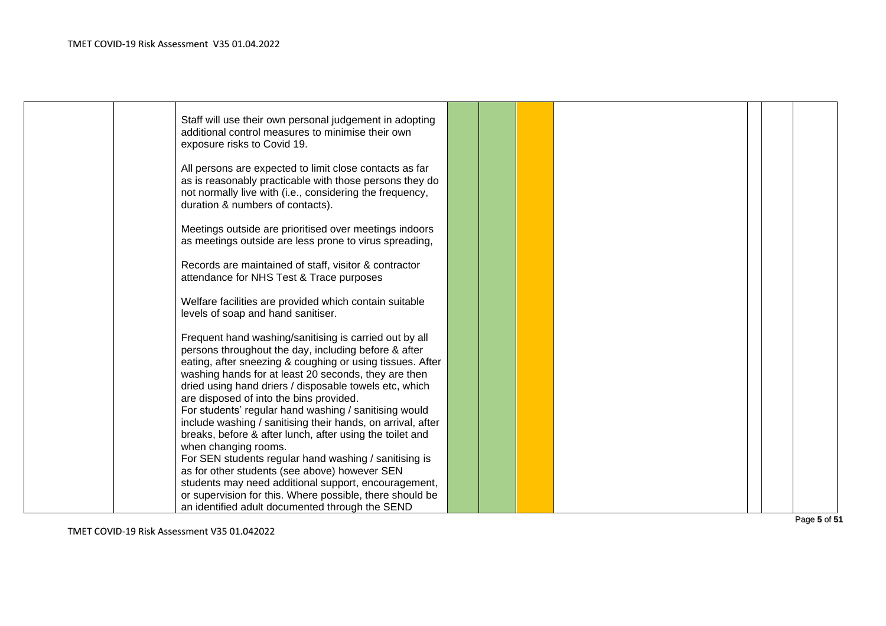| | | | | | | | | | |
|---|---|---|---|---|---|---|---|---|---|
| | | Staff will use their own personal judgement in adopting additional control measures to minimise their own exposure risks to Covid 19.<br><br>All persons are expected to limit close contacts as far as is reasonably practicable with those persons they do not normally live with (i.e., considering the frequency, duration & numbers of contacts).<br><br>Meetings outside are prioritised over meetings indoors as meetings outside are less prone to virus spreading,<br><br>Records are maintained of staff, visitor & contractor attendance for NHS Test & Trace purposes<br><br>Welfare facilities are provided which contain suitable levels of soap and hand sanitiser.<br><br>Frequent hand washing/sanitising is carried out by all persons throughout the day, including before & after eating, after sneezing & coughing or using tissues. After washing hands for at least 20 seconds, they are then dried using hand driers / disposable towels etc, which are disposed of into the bins provided.<br>For students' regular hand washing / sanitising would include washing / sanitising their hands, on arrival, after breaks, before & after lunch, after using the toilet and when changing rooms.<br>For SEN students regular hand washing / sanitising is as for other students (see above) however SEN students may need additional support, encouragement, or supervision for this. Where possible, there should be an identified adult documented through the SEND | | | | | | | |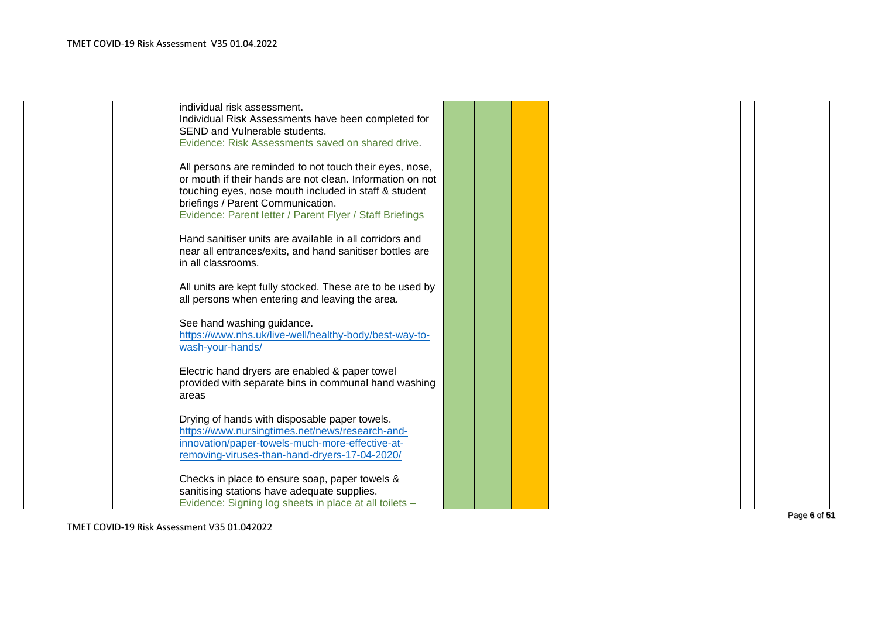| | | | | | | | | | |
|---|---|---|---|---|---|---|---|---|---|
| | | individual risk assessment.<br>Individual Risk Assessments have been completed for SEND and Vulnerable students.<br>Evidence: Risk Assessments saved on shared drive.<br><br>All persons are reminded to not touch their eyes, nose, or mouth if their hands are not clean. Information on not touching eyes, nose mouth included in staff & student briefings / Parent Communication.<br>Evidence: Parent letter / Parent Flyer / Staff Briefings<br><br>Hand sanitiser units are available in all corridors and near all entrances/exits, and hand sanitiser bottles are in all classrooms.<br><br>All units are kept fully stocked. These are to be used by all persons when entering and leaving the area.<br><br>See hand washing guidance.<br>https://www.nhs.uk/live-well/healthy-body/best-way-to-wash-your-hands/<br><br>Electric hand dryers are enabled & paper towel provided with separate bins in communal hand washing areas<br><br>Drying of hands with disposable paper towels.<br>https://www.nursingtimes.net/news/research-and-innovation/paper-towels-much-more-effective-at-removing-viruses-than-hand-dryers-17-04-2020/<br><br>Checks in place to ensure soap, paper towels & sanitising stations have adequate supplies.<br>Evidence: Signing log sheets in place at all toilets – | | | | | | | |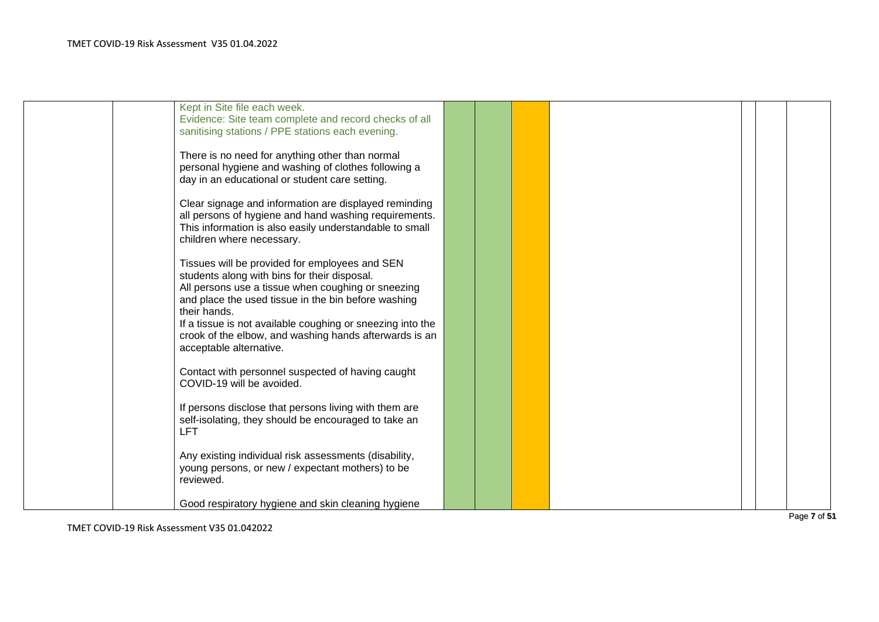| | | | | | | | | | |
|---|---|---|---|---|---|---|---|---|---|
| | | Kept in Site file each week.<br>Evidence: Site team complete and record checks of all sanitising stations / PPE stations each evening.<br><br>There is no need for anything other than normal personal hygiene and washing of clothes following a day in an educational or student care setting.<br><br>Clear signage and information are displayed reminding all persons of hygiene and hand washing requirements. This information is also easily understandable to small children where necessary.<br><br>Tissues will be provided for employees and SEN students along with bins for their disposal.<br>All persons use a tissue when coughing or sneezing and place the used tissue in the bin before washing their hands.<br>If a tissue is not available coughing or sneezing into the crook of the elbow, and washing hands afterwards is an acceptable alternative.<br><br>Contact with personnel suspected of having caught COVID-19 will be avoided.<br><br>If persons disclose that persons living with them are self-isolating, they should be encouraged to take an LFT<br><br>Any existing individual risk assessments (disability, young persons, or new / expectant mothers) to be reviewed.<br><br>Good respiratory hygiene and skin cleaning hygiene | | | | | | | |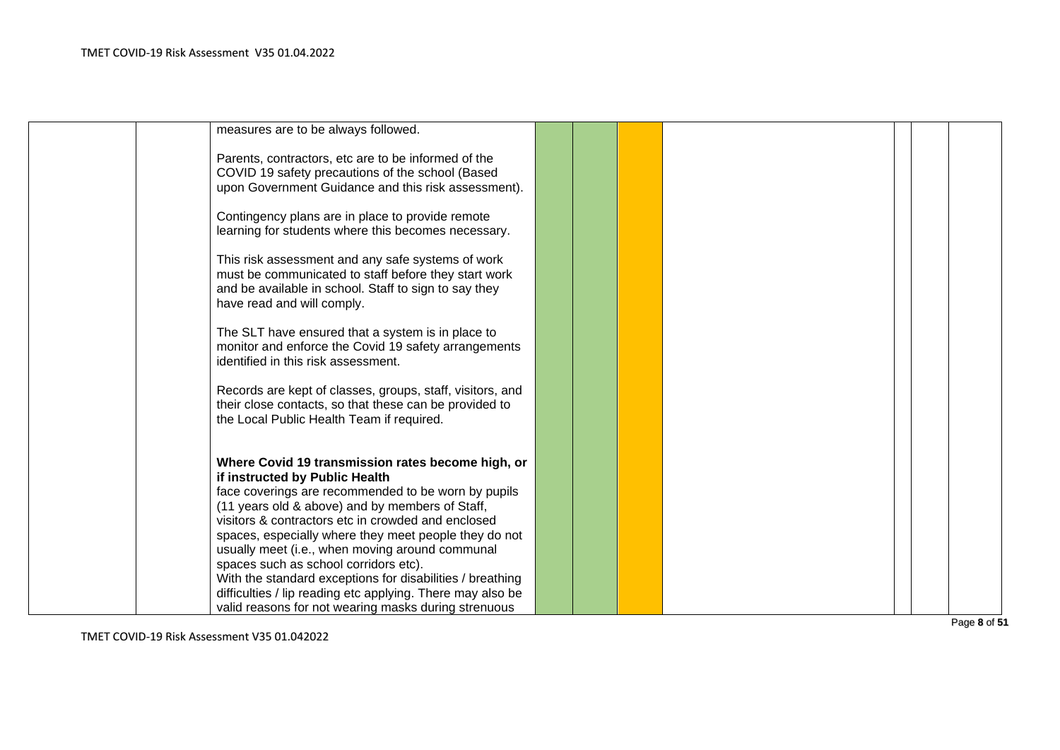| | | | | | | | | | |
|---|---|---|---|---|---|---|---|---|---|
| | | measures are to be always followed.<br><br>Parents, contractors, etc are to be informed of the COVID 19 safety precautions of the school (Based upon Government Guidance and this risk assessment).<br><br>Contingency plans are in place to provide remote learning for students where this becomes necessary.<br><br>This risk assessment and any safe systems of work must be communicated to staff before they start work and be available in school. Staff to sign to say they have read and will comply.<br><br>The SLT have ensured that a system is in place to monitor and enforce the Covid 19 safety arrangements identified in this risk assessment.<br><br>Records are kept of classes, groups, staff, visitors, and their close contacts, so that these can be provided to the Local Public Health Team if required.<br><br>**Where Covid 19 transmission rates become high, or if instructed by Public Health** face coverings are recommended to be worn by pupils (11 years old & above) and by members of Staff, visitors & contractors etc in crowded and enclosed spaces, especially where they meet people they do not usually meet (i.e., when moving around communal spaces such as school corridors etc).<br>With the standard exceptions for disabilities / breathing difficulties / lip reading etc applying. There may also be valid reasons for not wearing masks during strenuous | | | | | | | |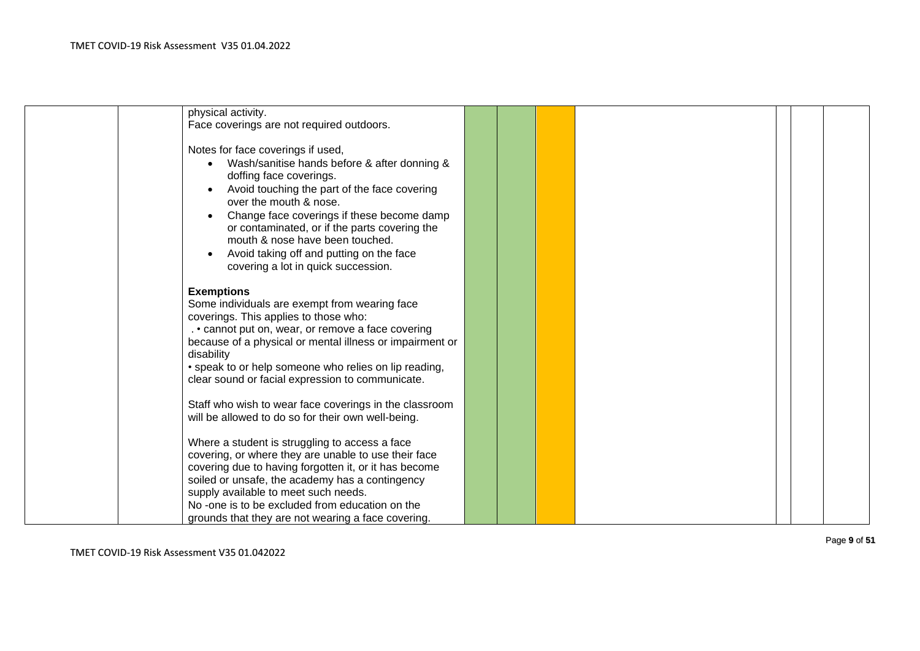| | | | | | | | | | |
|---|---|---|---|---|---|---|---|---|---|
| | | physical activity.<br>Face coverings are not required outdoors.<br><br>Notes for face coverings if used,<br>• Wash/sanitise hands before & after donning & doffing face coverings.<br>• Avoid touching the part of the face covering over the mouth & nose.<br>• Change face coverings if these become damp or contaminated, or if the parts covering the mouth & nose have been touched.<br>• Avoid taking off and putting on the face covering a lot in quick succession.<br><br>**Exemptions**<br>Some individuals are exempt from wearing face coverings. This applies to those who:<br>. • cannot put on, wear, or remove a face covering because of a physical or mental illness or impairment or disability<br>• speak to or help someone who relies on lip reading, clear sound or facial expression to communicate.<br><br>Staff who wish to wear face coverings in the classroom will be allowed to do so for their own well-being.<br><br>Where a student is struggling to access a face covering, or where they are unable to use their face covering due to having forgotten it, or it has become soiled or unsafe, the academy has a contingency supply available to meet such needs.<br>No -one is to be excluded from education on the grounds that they are not wearing a face covering. | | | | | | | |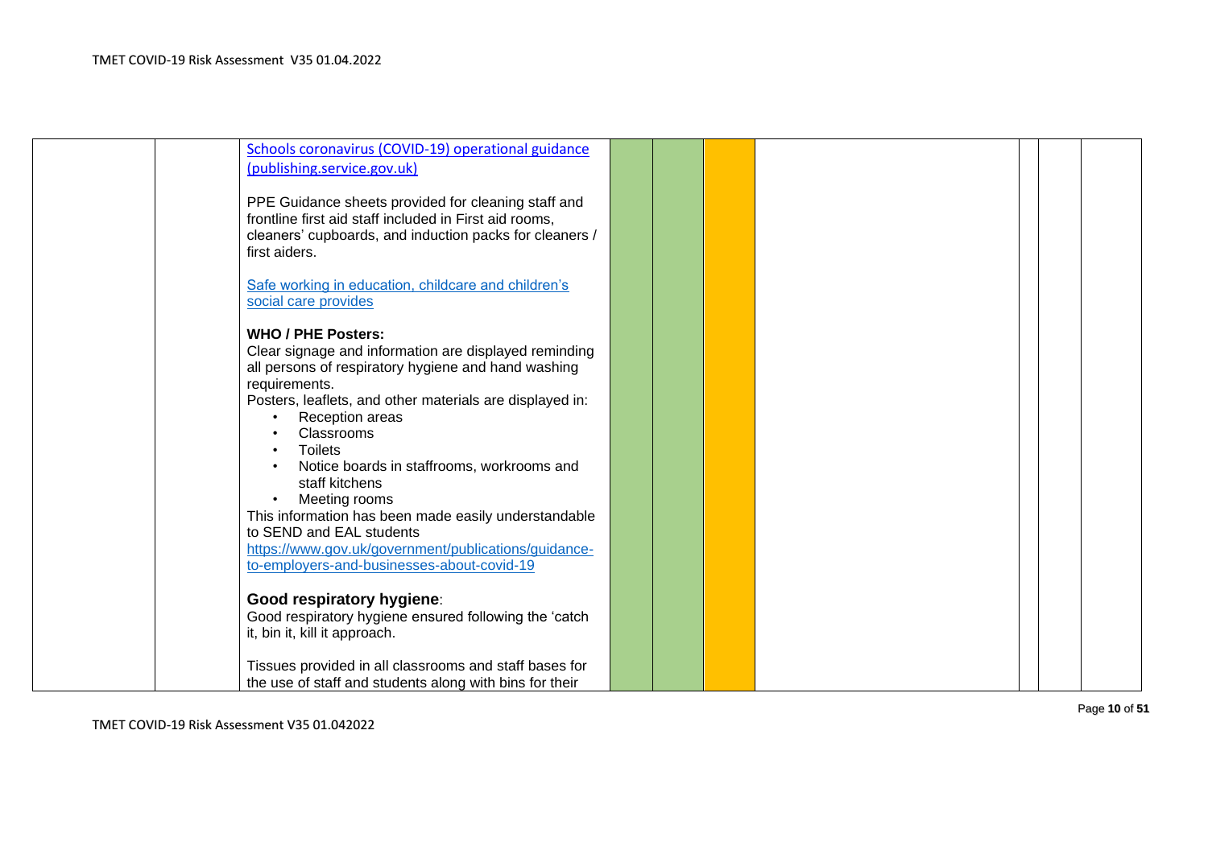| | | | | | | | | | |
|---|---|---|---|---|---|---|---|---|---|
| | | Schools coronavirus (COVID-19) operational guidance (publishing.service.gov.uk)<br><br>PPE Guidance sheets provided for cleaning staff and frontline first aid staff included in First aid rooms, cleaners' cupboards, and induction packs for cleaners / first aiders.<br><br>Safe working in education, childcare and children's social care provides<br><br>**WHO / PHE Posters:**<br>Clear signage and information are displayed reminding all persons of respiratory hygiene and hand washing requirements.<br>Posters, leaflets, and other materials are displayed in:<br>• Reception areas<br>• Classrooms<br>• Toilets<br>• Notice boards in staffrooms, workrooms and staff kitchens<br>• Meeting rooms<br>This information has been made easily understandable to SEND and EAL students<br>https://www.gov.uk/government/publications/guidance-to-employers-and-businesses-about-covid-19<br><br>**Good respiratory hygiene**:<br>Good respiratory hygiene ensured following the 'catch it, bin it, kill it approach.<br><br>Tissues provided in all classrooms and staff bases for the use of staff and students along with bins for their | | | | | | | |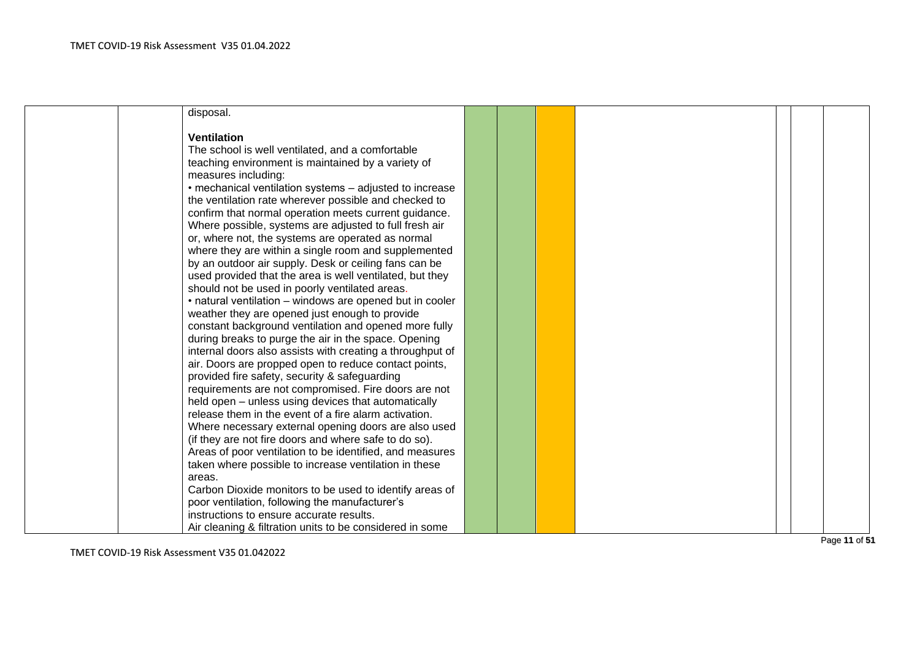| | | | | | | | | | |
|---|---|---|---|---|---|---|---|---|---|
| | | disposal.<br><br>**Ventilation**<br>The school is well ventilated, and a comfortable teaching environment is maintained by a variety of measures including:<br>• mechanical ventilation systems – adjusted to increase the ventilation rate wherever possible and checked to confirm that normal operation meets current guidance. Where possible, systems are adjusted to full fresh air or, where not, the systems are operated as normal where they are within a single room and supplemented by an outdoor air supply. Desk or ceiling fans can be used provided that the area is well ventilated, but they should not be used in poorly ventilated areas.<br>• natural ventilation – windows are opened but in cooler weather they are opened just enough to provide constant background ventilation and opened more fully during breaks to purge the air in the space. Opening internal doors also assists with creating a throughput of air. Doors are propped open to reduce contact points, provided fire safety, security & safeguarding requirements are not compromised. Fire doors are not held open – unless using devices that automatically release them in the event of a fire alarm activation. Where necessary external opening doors are also used (if they are not fire doors and where safe to do so).<br>Areas of poor ventilation to be identified, and measures taken where possible to increase ventilation in these areas.<br>Carbon Dioxide monitors to be used to identify areas of poor ventilation, following the manufacturer's instructions to ensure accurate results.<br>Air cleaning & filtration units to be considered in some | | | | | | | |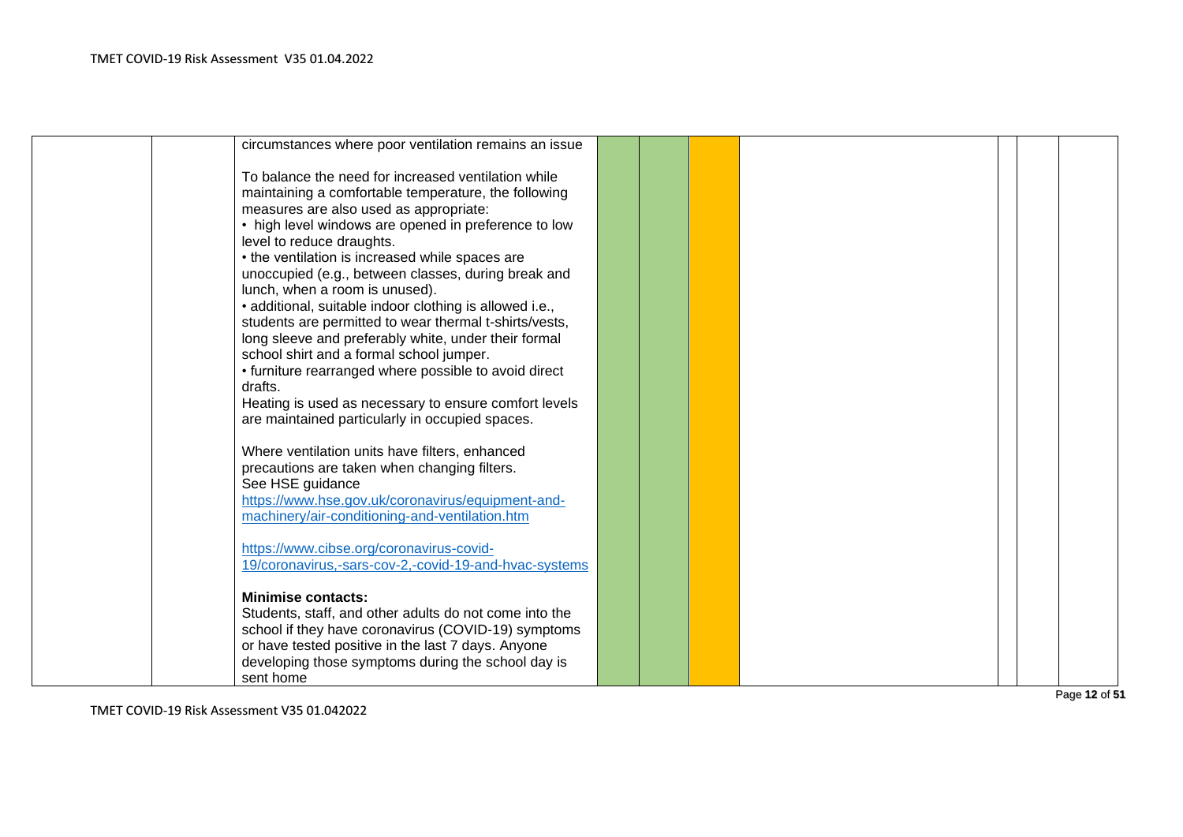| | | | | | | | | | |
|---|---|---|---|---|---|---|---|---|---|
| | | circumstances where poor ventilation remains an issue<br><br>To balance the need for increased ventilation while maintaining a comfortable temperature, the following measures are also used as appropriate:<br>• high level windows are opened in preference to low level to reduce draughts.<br>• the ventilation is increased while spaces are unoccupied (e.g., between classes, during break and lunch, when a room is unused).<br>• additional, suitable indoor clothing is allowed i.e., students are permitted to wear thermal t-shirts/vests, long sleeve and preferably white, under their formal school shirt and a formal school jumper.<br>• furniture rearranged where possible to avoid direct drafts.<br>Heating is used as necessary to ensure comfort levels are maintained particularly in occupied spaces.<br><br>Where ventilation units have filters, enhanced precautions are taken when changing filters.<br>See HSE guidance<br>https://www.hse.gov.uk/coronavirus/equipment-and-machinery/air-conditioning-and-ventilation.htm<br><br>https://www.cibse.org/coronavirus-covid-19/coronavirus,-sars-cov-2,-covid-19-and-hvac-systems<br><br>**Minimise contacts:**<br>Students, staff, and other adults do not come into the school if they have coronavirus (COVID-19) symptoms or have tested positive in the last 7 days. Anyone developing those symptoms during the school day is sent home | | | | | | | |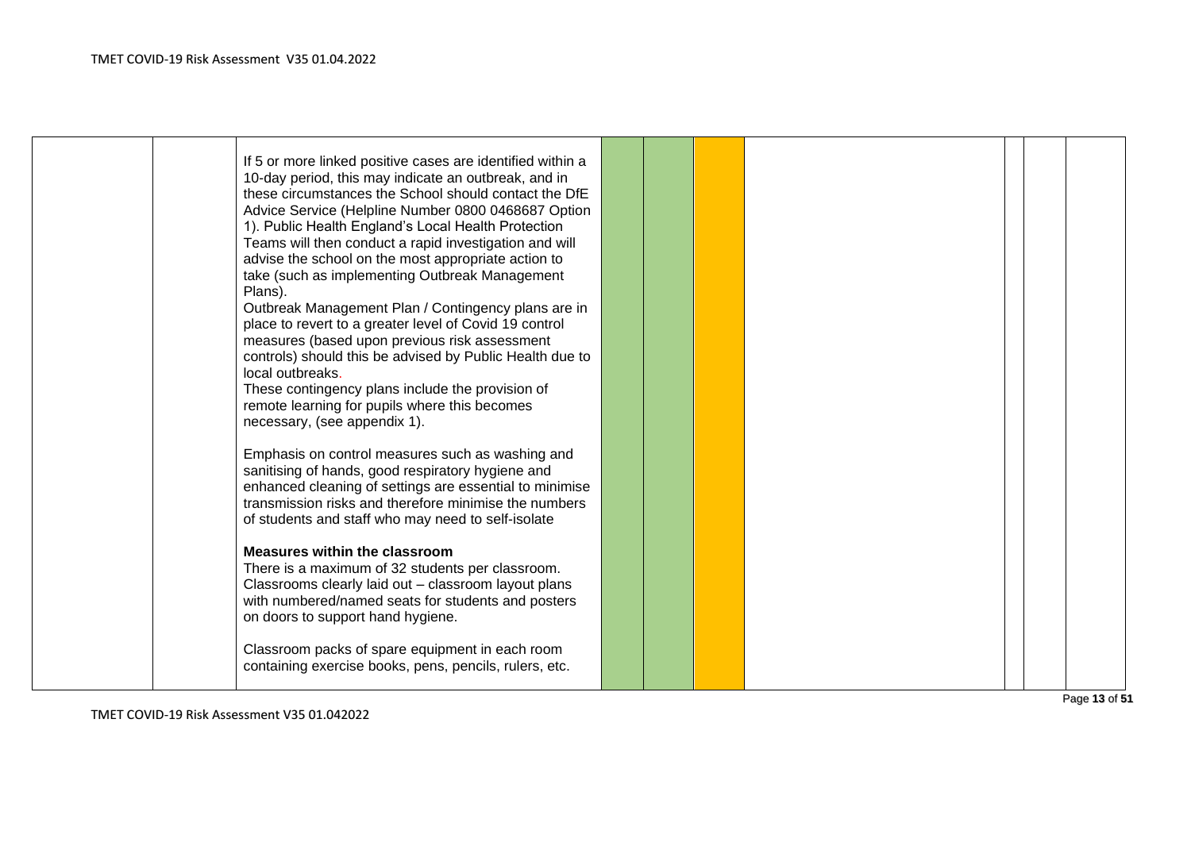If 5 or more linked positive cases are identified within a 10-day period, this may indicate an outbreak, and in these circumstances the School should contact the DfE Advice Service (Helpline Number 0800 0468687 Option 1). Public Health England's Local Health Protection Teams will then conduct a rapid investigation and will advise the school on the most appropriate action to take (such as implementing Outbreak Management Plans).

Outbreak Management Plan / Contingency plans are in place to revert to a greater level of Covid 19 control measures (based upon previous risk assessment controls) should this be advised by Public Health due to local outbreaks.

These contingency plans include the provision of remote learning for pupils where this becomes necessary, (see appendix 1).

Emphasis on control measures such as washing and sanitising of hands, good respiratory hygiene and enhanced cleaning of settings are essential to minimise transmission risks and therefore minimise the numbers of students and staff who may need to self-isolate

**Measures within the classroom**

There is a maximum of 32 students per classroom. Classrooms clearly laid out – classroom layout plans with numbered/named seats for students and posters on doors to support hand hygiene.

Classroom packs of spare equipment in each room containing exercise books, pens, pencils, rulers, etc.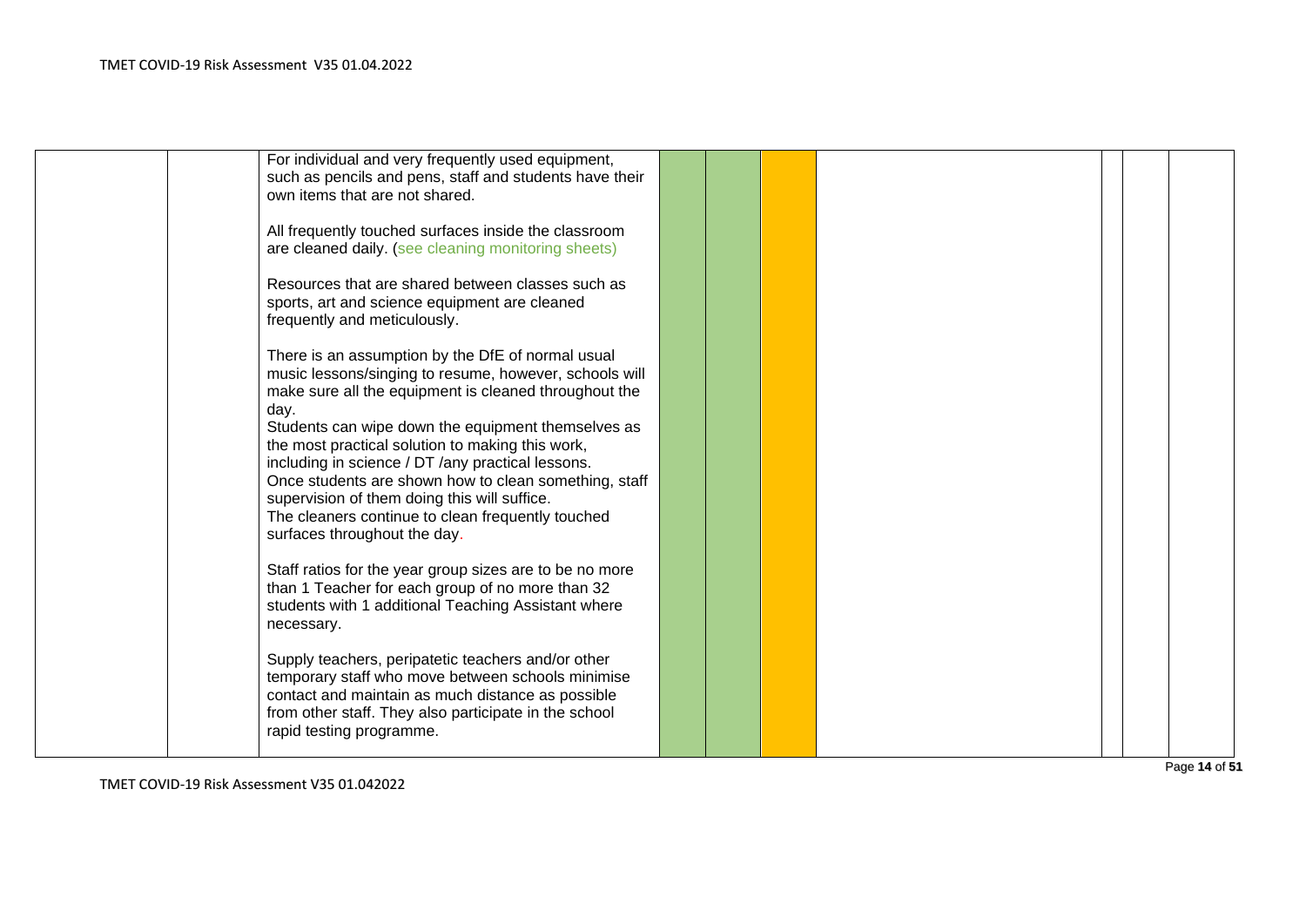| | | | | | | | | | |
|---|---|---|---|---|---|---|---|---|---|
| | | For individual and very frequently used equipment, such as pencils and pens, staff and students have their own items that are not shared.<br><br>All frequently touched surfaces inside the classroom are cleaned daily. (see cleaning monitoring sheets)<br><br>Resources that are shared between classes such as sports, art and science equipment are cleaned frequently and meticulously.<br><br>There is an assumption by the DfE of normal usual music lessons/singing to resume, however, schools will make sure all the equipment is cleaned throughout the day.<br>Students can wipe down the equipment themselves as the most practical solution to making this work, including in science / DT /any practical lessons.<br>Once students are shown how to clean something, staff supervision of them doing this will suffice.<br>The cleaners continue to clean frequently touched surfaces throughout the day.<br><br>Staff ratios for the year group sizes are to be no more than 1 Teacher for each group of no more than 32 students with 1 additional Teaching Assistant where necessary.<br><br>Supply teachers, peripatetic teachers and/or other temporary staff who move between schools minimise contact and maintain as much distance as possible from other staff. They also participate in the school rapid testing programme. | | | | | | | |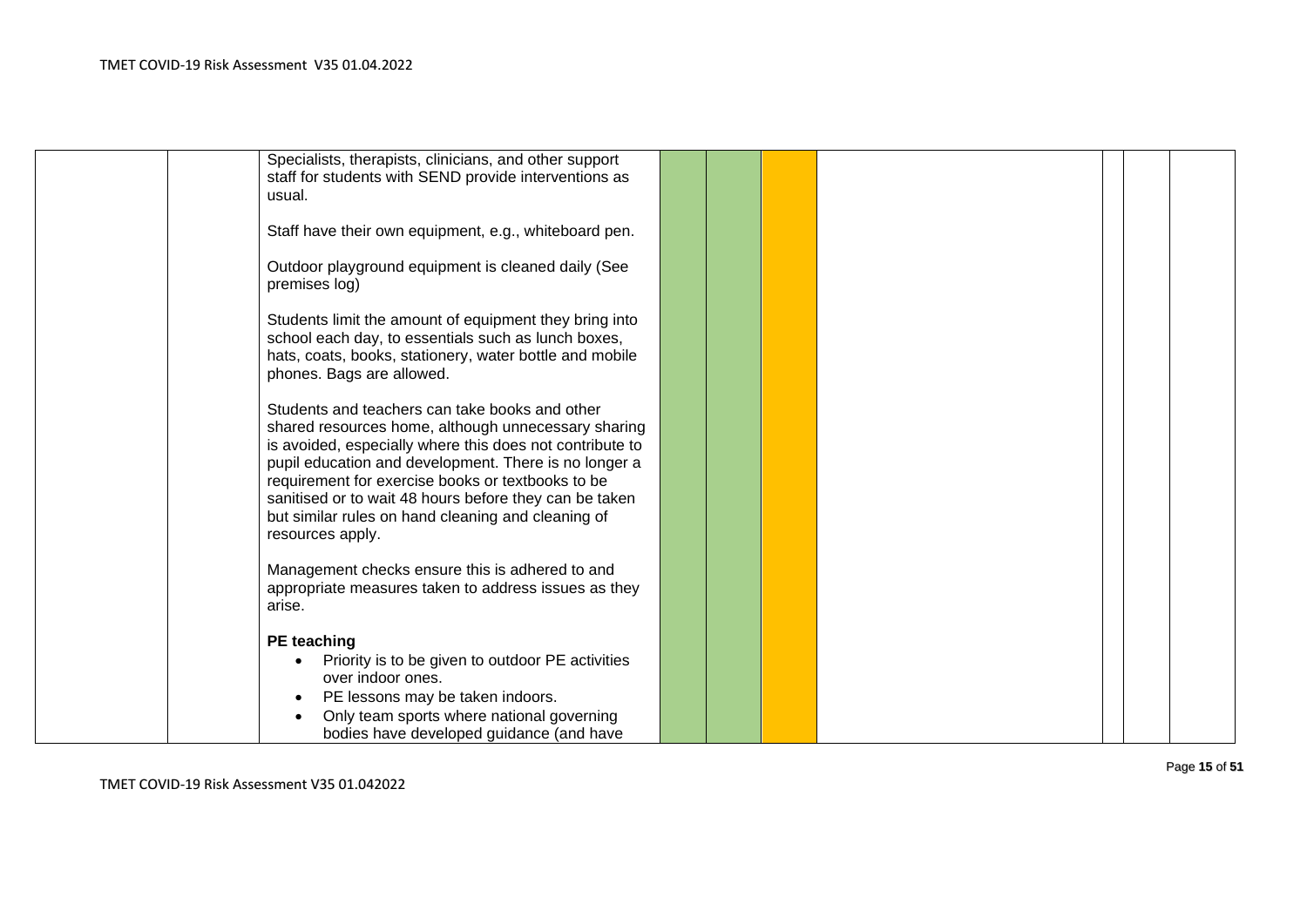| | | | | | | | | | |
|---|---|---|---|---|---|---|---|---|---|
| | | Specialists, therapists, clinicians, and other support staff for students with SEND provide interventions as usual.<br><br>Staff have their own equipment, e.g., whiteboard pen.<br><br>Outdoor playground equipment is cleaned daily (See premises log)<br><br>Students limit the amount of equipment they bring into school each day, to essentials such as lunch boxes, hats, coats, books, stationery, water bottle and mobile phones. Bags are allowed.<br><br>Students and teachers can take books and other shared resources home, although unnecessary sharing is avoided, especially where this does not contribute to pupil education and development. There is no longer a requirement for exercise books or textbooks to be sanitised or to wait 48 hours before they can be taken but similar rules on hand cleaning and cleaning of resources apply.<br><br>Management checks ensure this is adhered to and appropriate measures taken to address issues as they arise.<br><br>**PE teaching**<br>• Priority is to be given to outdoor PE activities over indoor ones.<br>• PE lessons may be taken indoors.<br>• Only team sports where national governing bodies have developed guidance (and have | | | | | | | |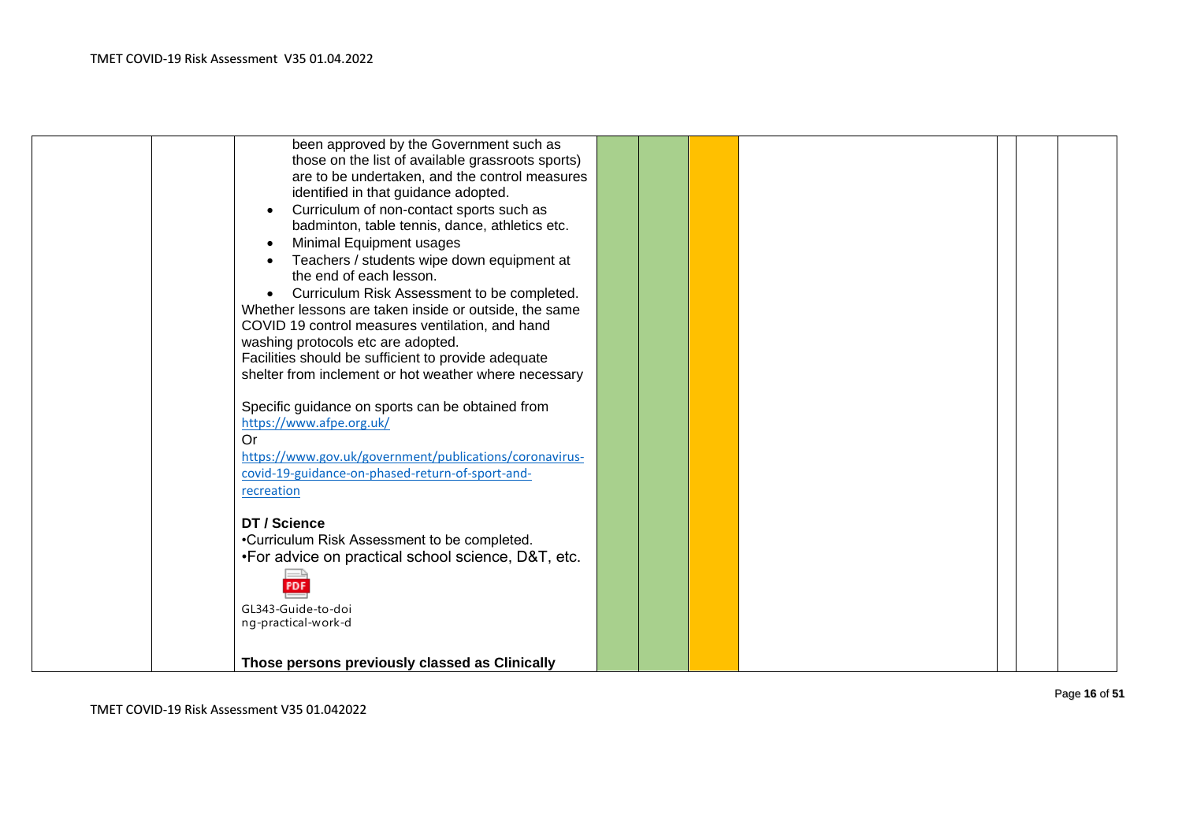| | | | | | | | | | |
|---|---|---|---|---|---|---|---|---|---|
| | | been approved by the Government such as those on the list of available grassroots sports) are to be undertaken, and the control measures identified in that guidance adopted.<br>• Curriculum of non-contact sports such as badminton, table tennis, dance, athletics etc.<br>• Minimal Equipment usages<br>• Teachers / students wipe down equipment at the end of each lesson.<br>• Curriculum Risk Assessment to be completed.<br>Whether lessons are taken inside or outside, the same COVID 19 control measures ventilation, and hand washing protocols etc are adopted.<br>Facilities should be sufficient to provide adequate shelter from inclement or hot weather where necessary<br><br>Specific guidance on sports can be obtained from https://www.afpe.org.uk/<br>Or<br>https://www.gov.uk/government/publications/coronavirus-covid-19-guidance-on-phased-return-of-sport-and-recreation<br><br>**DT / Science**<br>•Curriculum Risk Assessment to be completed.<br>•For advice on practical school science, D&T, etc.<br><br>PDF<br>GL343-Guide-to-doing-practical-work-d<br><br>**Those persons previously classed as Clinically** | | | | | | | |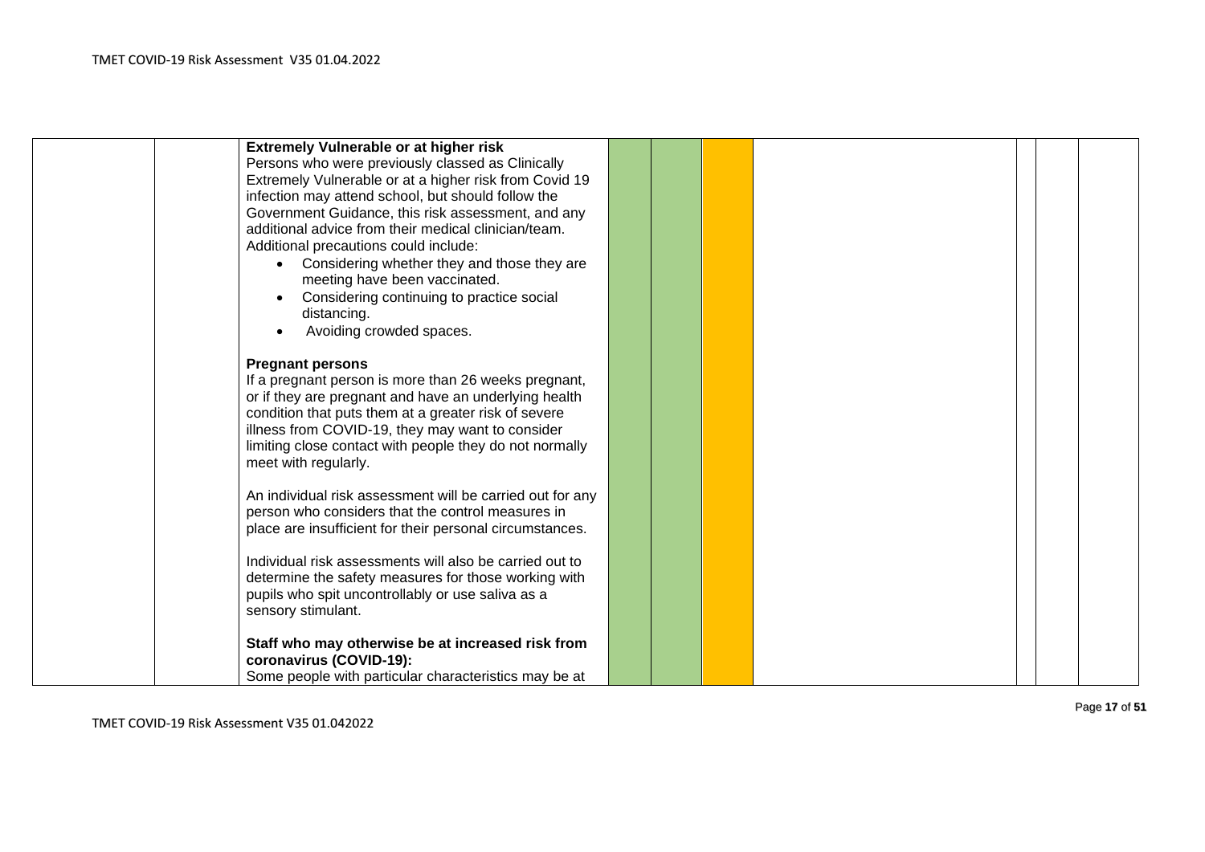| | | | | | | | | | |
|---|---|---|---|---|---|---|---|---|---|
| | | **Extremely Vulnerable or at higher risk**<br>Persons who were previously classed as Clinically Extremely Vulnerable or at a higher risk from Covid 19 infection may attend school, but should follow the Government Guidance, this risk assessment, and any additional advice from their medical clinician/team.<br>Additional precautions could include:<br>• Considering whether they and those they are meeting have been vaccinated.<br>• Considering continuing to practice social distancing.<br>• Avoiding crowded spaces.<br><br>**Pregnant persons**<br>If a pregnant person is more than 26 weeks pregnant, or if they are pregnant and have an underlying health condition that puts them at a greater risk of severe illness from COVID-19, they may want to consider limiting close contact with people they do not normally meet with regularly.<br><br>An individual risk assessment will be carried out for any person who considers that the control measures in place are insufficient for their personal circumstances.<br><br>Individual risk assessments will also be carried out to determine the safety measures for those working with pupils who spit uncontrollably or use saliva as a sensory stimulant.<br><br>**Staff who may otherwise be at increased risk from coronavirus (COVID-19):**<br>Some people with particular characteristics may be at | | | | | | | |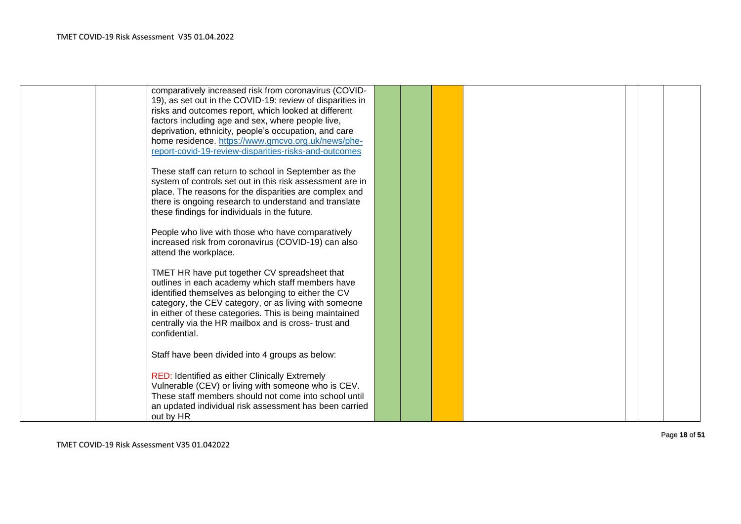| | | | | | | | | | |
|---|---|---|---|---|---|---|---|---|---|
| | | comparatively increased risk from coronavirus (COVID-19), as set out in the COVID-19: review of disparities in risks and outcomes report, which looked at different factors including age and sex, where people live, deprivation, ethnicity, people's occupation, and care home residence. https://www.gmcvo.org.uk/news/phe-report-covid-19-review-disparities-risks-and-outcomes<br><br>These staff can return to school in September as the system of controls set out in this risk assessment are in place. The reasons for the disparities are complex and there is ongoing research to understand and translate these findings for individuals in the future.<br><br>People who live with those who have comparatively increased risk from coronavirus (COVID-19) can also attend the workplace.<br><br>TMET HR have put together CV spreadsheet that outlines in each academy which staff members have identified themselves as belonging to either the CV category, the CEV category, or as living with someone in either of these categories. This is being maintained centrally via the HR mailbox and is cross- trust and confidential.<br><br>Staff have been divided into 4 groups as below:<br><br>RED: Identified as either Clinically Extremely Vulnerable (CEV) or living with someone who is CEV. These staff members should not come into school until an updated individual risk assessment has been carried out by HR | | | | | | | |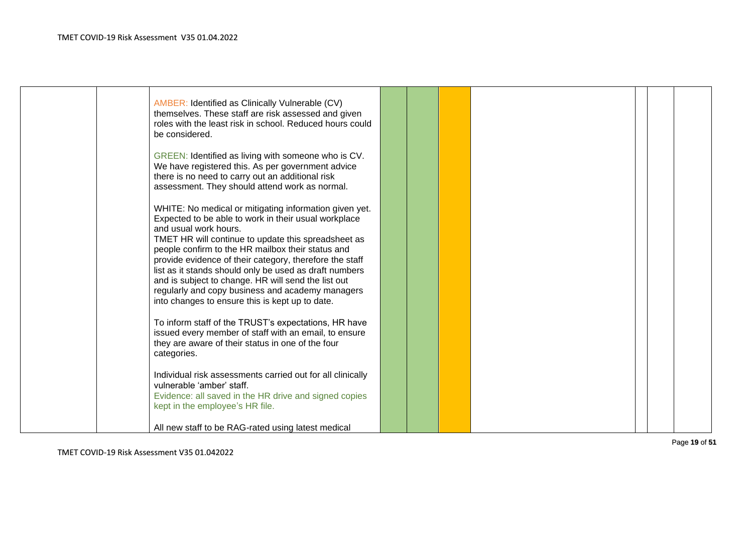| | | | | | | | | | |
|---|---|---|---|---|---|---|---|---|---|
| | | AMBER: Identified as Clinically Vulnerable (CV) themselves. These staff are risk assessed and given roles with the least risk in school. Reduced hours could be considered.<br><br>GREEN: Identified as living with someone who is CV. We have registered this. As per government advice there is no need to carry out an additional risk assessment. They should attend work as normal.<br><br>WHITE: No medical or mitigating information given yet. Expected to be able to work in their usual workplace and usual work hours.<br>TMET HR will continue to update this spreadsheet as people confirm to the HR mailbox their status and provide evidence of their category, therefore the staff list as it stands should only be used as draft numbers and is subject to change. HR will send the list out regularly and copy business and academy managers into changes to ensure this is kept up to date.<br><br>To inform staff of the TRUST's expectations, HR have issued every member of staff with an email, to ensure they are aware of their status in one of the four categories.<br><br>Individual risk assessments carried out for all clinically vulnerable 'amber' staff.<br>Evidence: all saved in the HR drive and signed copies kept in the employee's HR file.<br><br>All new staff to be RAG-rated using latest medical | | | | | | | |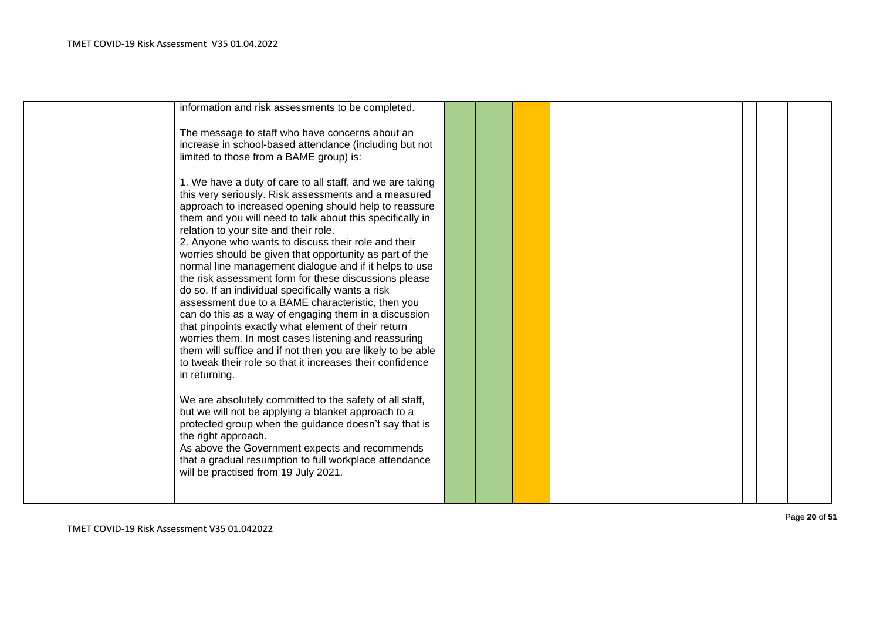| | | | | | | | | | |
|---|---|---|---|---|---|---|---|---|---|
| | | information and risk assessments to be completed.<br><br>The message to staff who have concerns about an increase in school-based attendance (including but not limited to those from a BAME group) is:<br><br>1. We have a duty of care to all staff, and we are taking this very seriously. Risk assessments and a measured approach to increased opening should help to reassure them and you will need to talk about this specifically in relation to your site and their role.<br>2. Anyone who wants to discuss their role and their worries should be given that opportunity as part of the normal line management dialogue and if it helps to use the risk assessment form for these discussions please do so. If an individual specifically wants a risk assessment due to a BAME characteristic, then you can do this as a way of engaging them in a discussion that pinpoints exactly what element of their return worries them. In most cases listening and reassuring them will suffice and if not then you are likely to be able to tweak their role so that it increases their confidence in returning.<br><br>We are absolutely committed to the safety of all staff, but we will not be applying a blanket approach to a protected group when the guidance doesn't say that is the right approach.<br>As above the Government expects and recommends that a gradual resumption to full workplace attendance will be practised from 19 July 2021. | | | | | | | |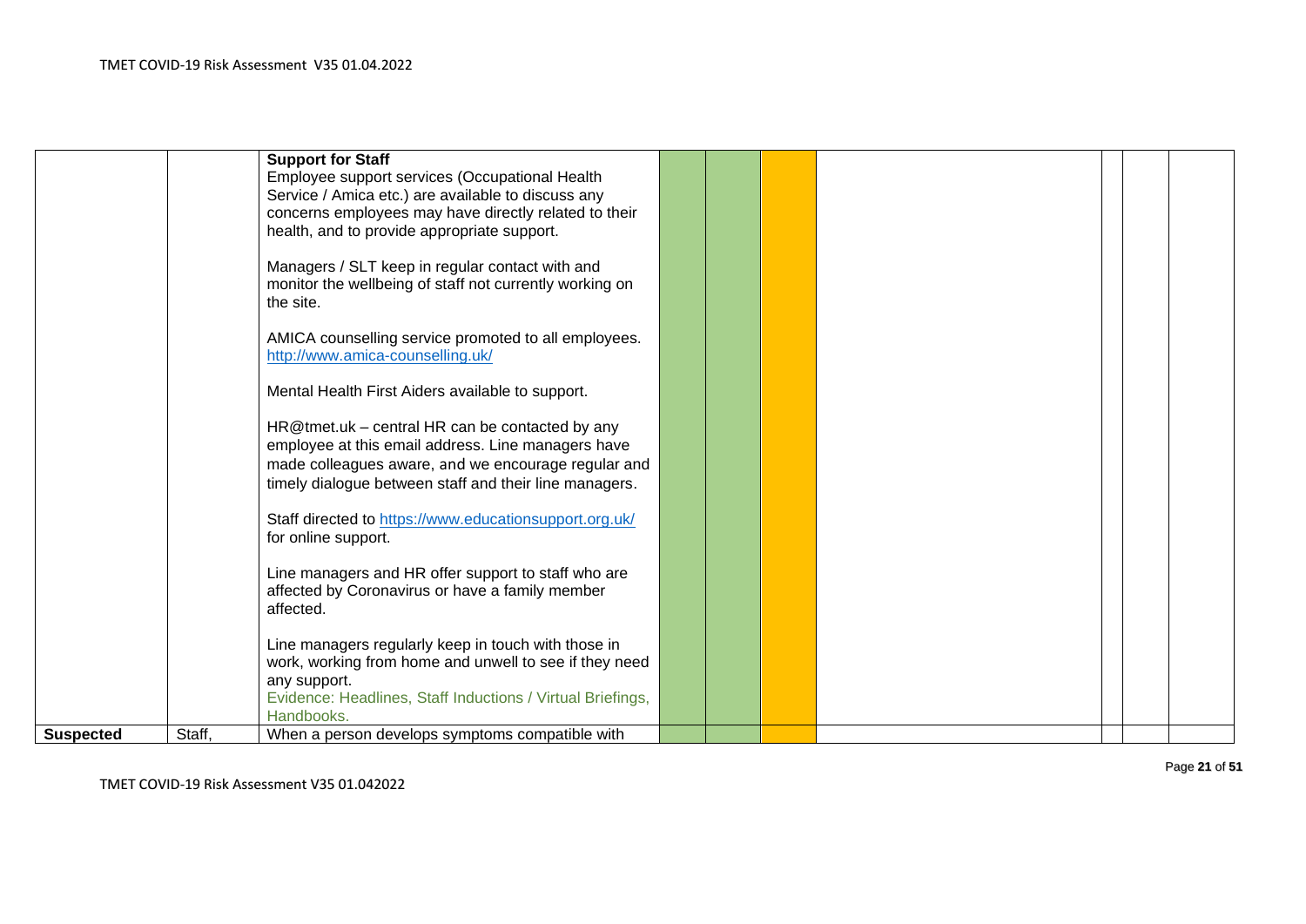|  |  |  |  |  |  |  |  |  |  |
|---|---|---|---|---|---|---|---|---|---|
|  |  | **Support for Staff**<br>Employee support services (Occupational Health Service / Amica etc.) are available to discuss any concerns employees may have directly related to their health, and to provide appropriate support.<br><br>Managers / SLT keep in regular contact with and monitor the wellbeing of staff not currently working on the site.<br><br>AMICA counselling service promoted to all employees. http://www.amica-counselling.uk/<br><br>Mental Health First Aiders available to support.<br><br>HR@tmet.uk – central HR can be contacted by any employee at this email address. Line managers have made colleagues aware, and we encourage regular and timely dialogue between staff and their line managers.<br><br>Staff directed to https://www.educationsupport.org.uk/ for online support.<br><br>Line managers and HR offer support to staff who are affected by Coronavirus or have a family member affected.<br><br>Line managers regularly keep in touch with those in work, working from home and unwell to see if they need any support.<br>Evidence: Headlines, Staff Inductions / Virtual Briefings, Handbooks. |  |  |  |  |  |  |  |
| **Suspected** | Staff, | When a person develops symptoms compatible with |  |  |  |  |  |  |  |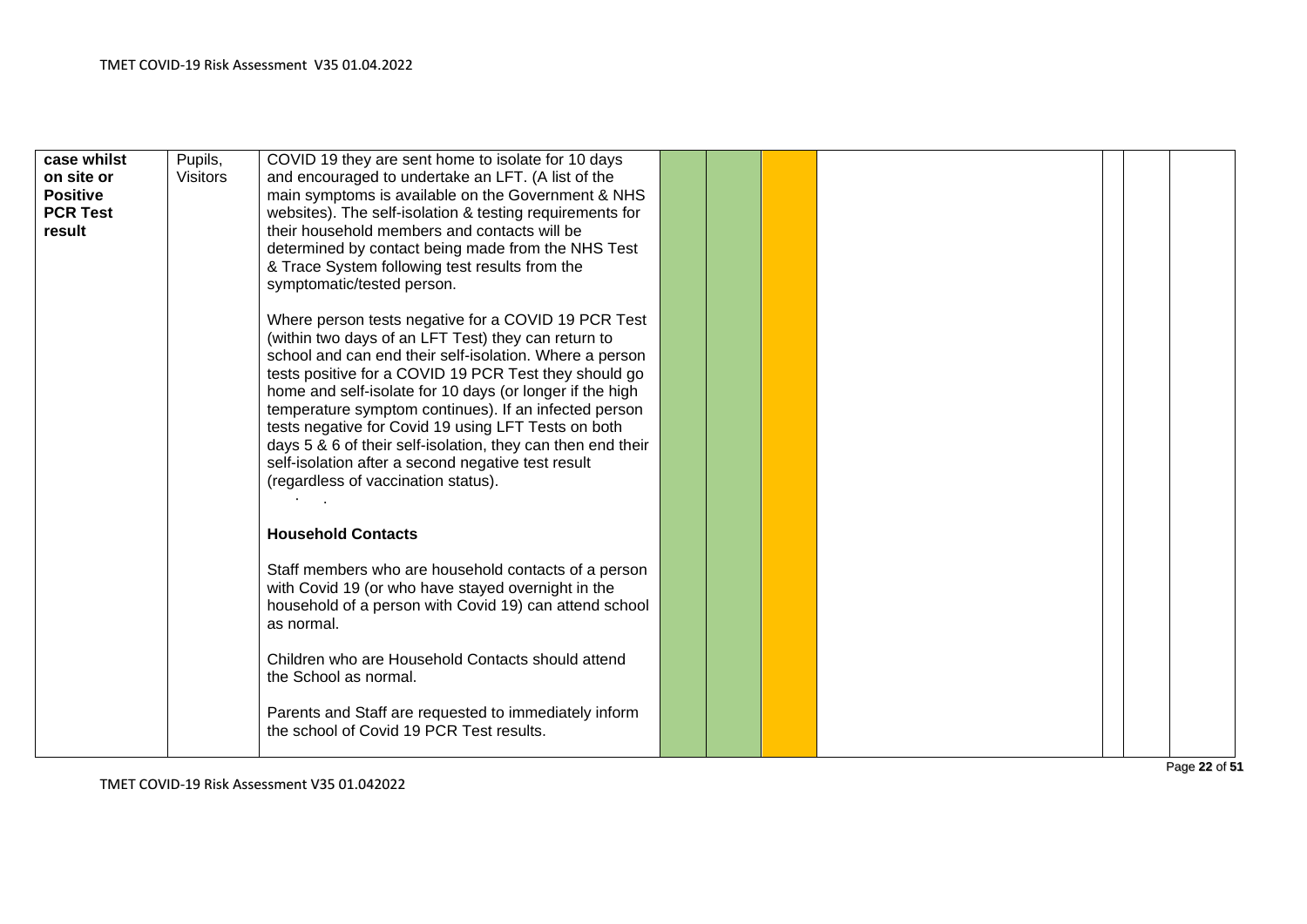| case whilst on site or Positive PCR Test result | Pupils, Visitors | COVID 19 they are sent home to isolate for 10 days and encouraged to undertake an LFT. (A list of the main symptoms is available on the Government & NHS websites). The self-isolation & testing requirements for their household members and contacts will be determined by contact being made from the NHS Test & Trace System following test results from the symptomatic/tested person.<br><br>Where person tests negative for a COVID 19 PCR Test (within two days of an LFT Test) they can return to school and can end their self-isolation. Where a person tests positive for a COVID 19 PCR Test they should go home and self-isolate for 10 days (or longer if the high temperature symptom continues). If an infected person tests negative for Covid 19 using LFT Tests on both days 5 & 6 of their self-isolation, they can then end their self-isolation after a second negative test result (regardless of vaccination status).<br><br>**Household Contacts**<br><br>Staff members who are household contacts of a person with Covid 19 (or who have stayed overnight in the household of a person with Covid 19) can attend school as normal.<br><br>Children who are Household Contacts should attend the School as normal.<br><br>Parents and Staff are requested to immediately inform the school of Covid 19 PCR Test results. | | | | | | | |
|---|---|---|---|---|---|---|---|---|---|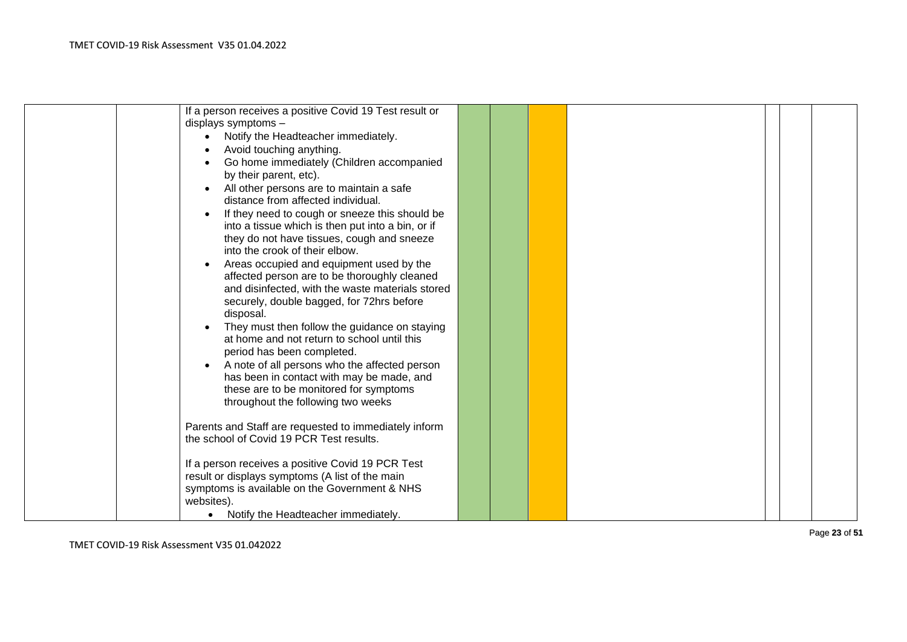| | | | | | | | | | |
|---|---|---|---|---|---|---|---|---|---|
| | | If a person receives a positive Covid 19 Test result or displays symptoms – <br>• Notify the Headteacher immediately.<br>• Avoid touching anything.<br>• Go home immediately (Children accompanied by their parent, etc).<br>• All other persons are to maintain a safe distance from affected individual.<br>• If they need to cough or sneeze this should be into a tissue which is then put into a bin, or if they do not have tissues, cough and sneeze into the crook of their elbow.<br>• Areas occupied and equipment used by the affected person are to be thoroughly cleaned and disinfected, with the waste materials stored securely, double bagged, for 72hrs before disposal.<br>• They must then follow the guidance on staying at home and not return to school until this period has been completed.<br>• A note of all persons who the affected person has been in contact with may be made, and these are to be monitored for symptoms throughout the following two weeks<br><br>Parents and Staff are requested to immediately inform the school of Covid 19 PCR Test results.<br><br>If a person receives a positive Covid 19 PCR Test result or displays symptoms (A list of the main symptoms is available on the Government & NHS websites).<br>• Notify the Headteacher immediately. | | | | | | | |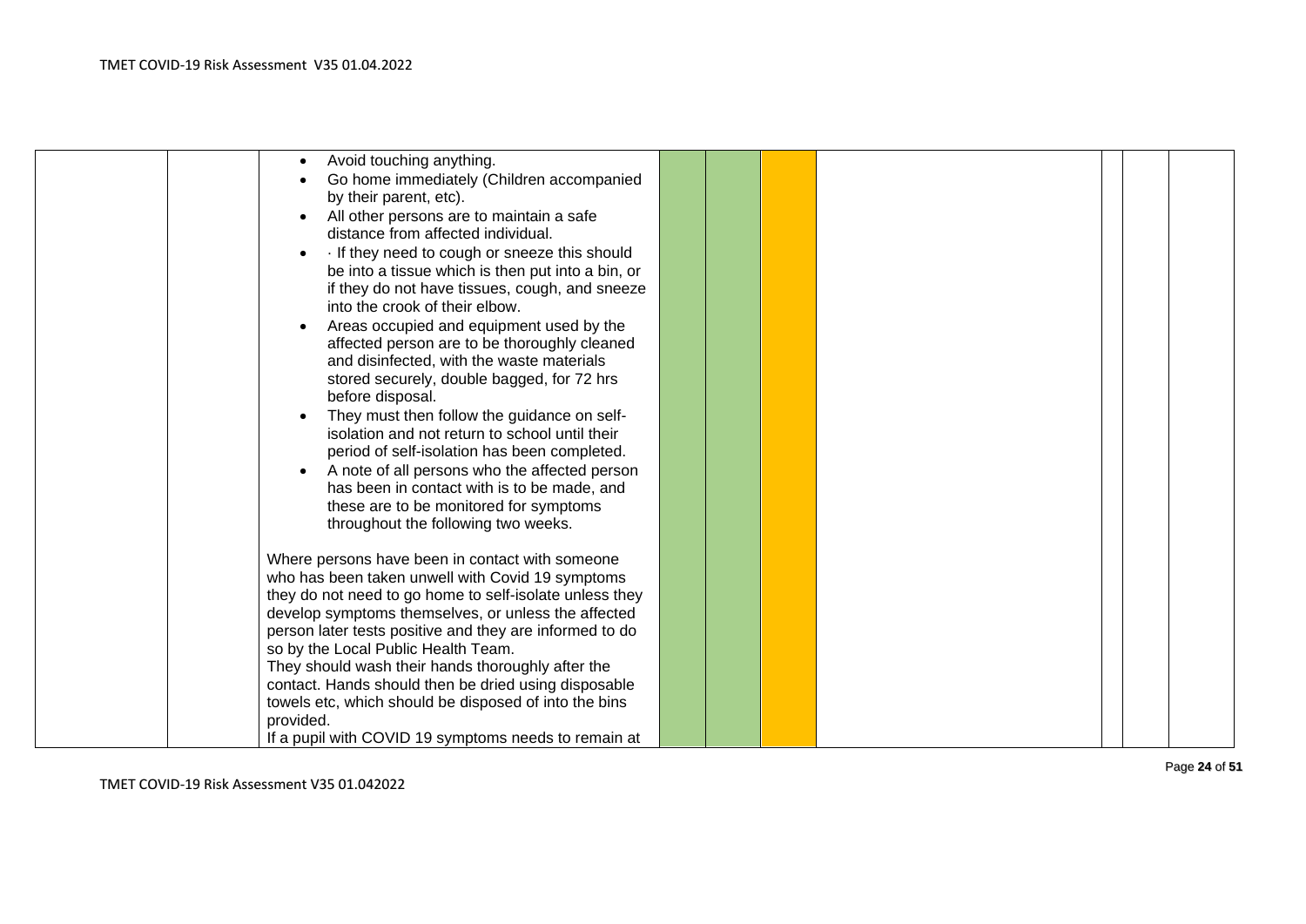|  |  |  |  |  |  |  |  |  |  |
|---|---|---|---|---|---|---|---|---|---|
|  |  | • Avoid touching anything.<br>• Go home immediately (Children accompanied by their parent, etc).<br>• All other persons are to maintain a safe distance from affected individual.<br>• · If they need to cough or sneeze this should be into a tissue which is then put into a bin, or if they do not have tissues, cough, and sneeze into the crook of their elbow.<br>• Areas occupied and equipment used by the affected person are to be thoroughly cleaned and disinfected, with the waste materials stored securely, double bagged, for 72 hrs before disposal.<br>• They must then follow the guidance on self-isolation and not return to school until their period of self-isolation has been completed.<br>• A note of all persons who the affected person has been in contact with is to be made, and these are to be monitored for symptoms throughout the following two weeks.<br><br>Where persons have been in contact with someone who has been taken unwell with Covid 19 symptoms they do not need to go home to self-isolate unless they develop symptoms themselves, or unless the affected person later tests positive and they are informed to do so by the Local Public Health Team.<br>They should wash their hands thoroughly after the contact. Hands should then be dried using disposable towels etc, which should be disposed of into the bins provided.<br>If a pupil with COVID 19 symptoms needs to remain at |  |  |  |  |  |  |  |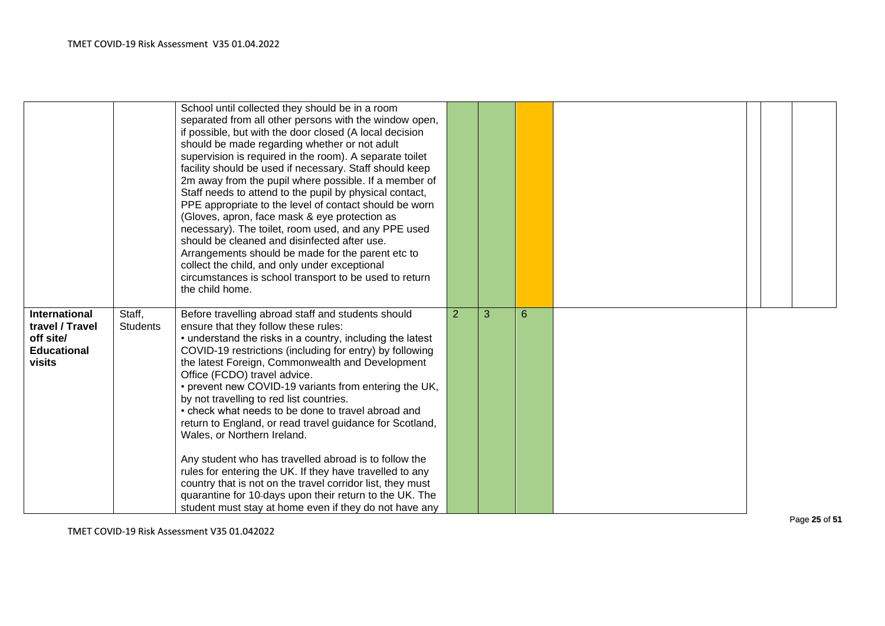| | | | | | | | | |
|---|---|---|---|---|---|---|---|---|
| | | School until collected they should be in a room separated from all other persons with the window open, if possible, but with the door closed (A local decision should be made regarding whether or not adult supervision is required in the room). A separate toilet facility should be used if necessary. Staff should keep 2m away from the pupil where possible. If a member of Staff needs to attend to the pupil by physical contact, PPE appropriate to the level of contact should be worn (Gloves, apron, face mask & eye protection as necessary). The toilet, room used, and any PPE used should be cleaned and disinfected after use. Arrangements should be made for the parent etc to collect the child, and only under exceptional circumstances is school transport to be used to return the child home. | | | | | | |
| **International travel / Travel off site/ Educational visits** | Staff, Students | Before travelling abroad staff and students should ensure that they follow these rules:<br>• understand the risks in a country, including the latest COVID-19 restrictions (including for entry) by following the latest Foreign, Commonwealth and Development Office (FCDO) travel advice.<br>• prevent new COVID-19 variants from entering the UK, by not travelling to red list countries.<br>• check what needs to be done to travel abroad and return to England, or read travel guidance for Scotland, Wales, or Northern Ireland.<br><br>Any student who has travelled abroad is to follow the rules for entering the UK. If they have travelled to any country that is not on the travel corridor list, they must quarantine for 10-days upon their return to the UK. The student must stay at home even if they do not have any | 2 | 3 | 6 | | | |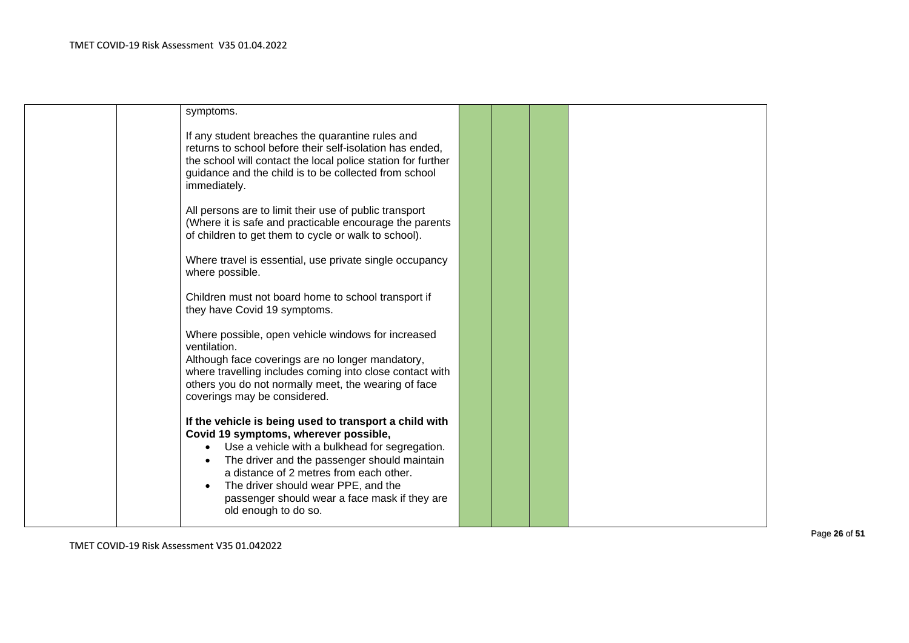| | | | | | | |
|---|---|---|---|---|---|---|
| | | symptoms.<br><br>If any student breaches the quarantine rules and returns to school before their self-isolation has ended, the school will contact the local police station for further guidance and the child is to be collected from school immediately.<br><br>All persons are to limit their use of public transport (Where it is safe and practicable encourage the parents of children to get them to cycle or walk to school).<br><br>Where travel is essential, use private single occupancy where possible.<br><br>Children must not board home to school transport if they have Covid 19 symptoms.<br><br>Where possible, open vehicle windows for increased ventilation.<br>Although face coverings are no longer mandatory, where travelling includes coming into close contact with others you do not normally meet, the wearing of face coverings may be considered.<br><br>**If the vehicle is being used to transport a child with Covid 19 symptoms, wherever possible,**<br>• Use a vehicle with a bulkhead for segregation.<br>• The driver and the passenger should maintain a distance of 2 metres from each other.<br>• The driver should wear PPE, and the passenger should wear a face mask if they are old enough to do so. | | | | |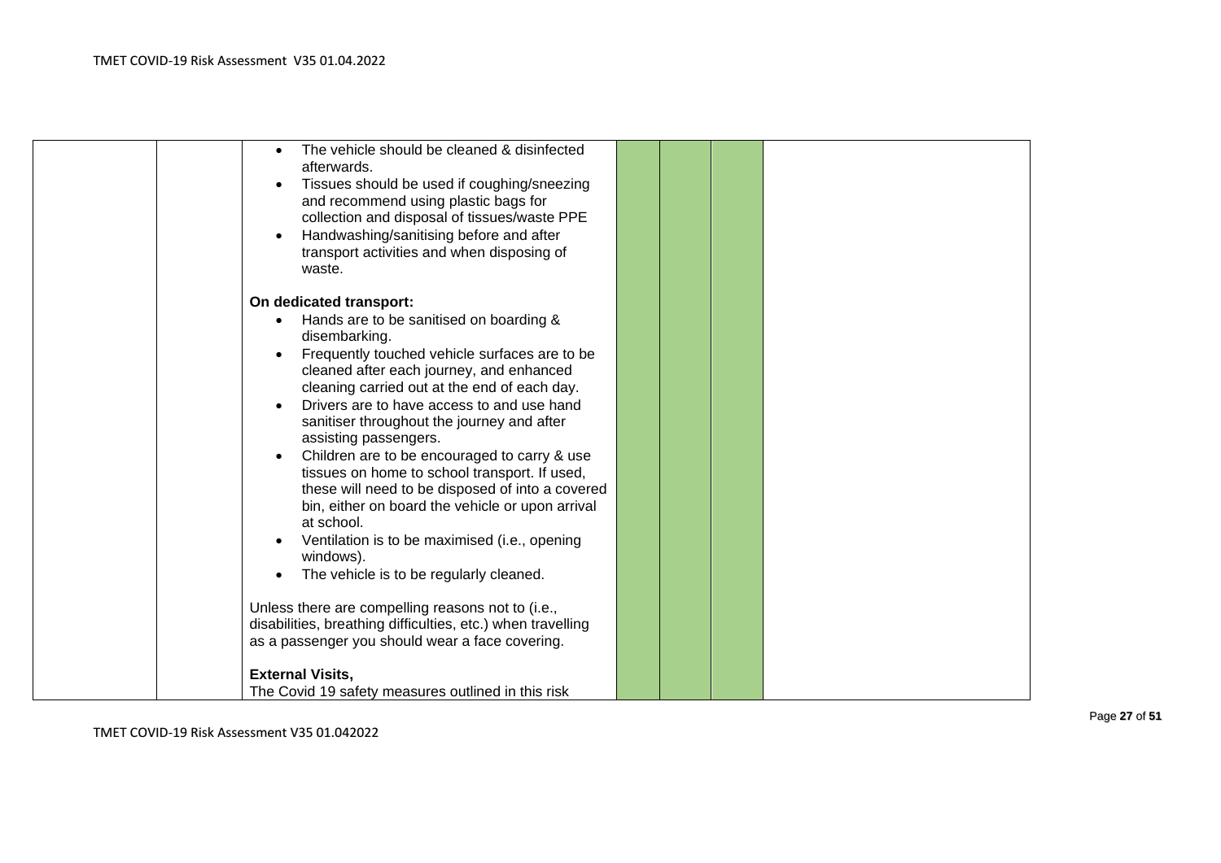| | | | | | | |
|---|---|---|---|---|---|---|
| | | <ul><li>The vehicle should be cleaned & disinfected afterwards.</li><li>Tissues should be used if coughing/sneezing and recommend using plastic bags for collection and disposal of tissues/waste PPE</li><li>Handwashing/sanitising before and after transport activities and when disposing of waste.</li></ul> **On dedicated transport:** <ul><li>Hands are to be sanitised on boarding & disembarking.</li><li>Frequently touched vehicle surfaces are to be cleaned after each journey, and enhanced cleaning carried out at the end of each day.</li><li>Drivers are to have access to and use hand sanitiser throughout the journey and after assisting passengers.</li><li>Children are to be encouraged to carry & use tissues on home to school transport. If used, these will need to be disposed of into a covered bin, either on board the vehicle or upon arrival at school.</li><li>Ventilation is to be maximised (i.e., opening windows).</li><li>The vehicle is to be regularly cleaned.</li></ul> Unless there are compelling reasons not to (i.e., disabilities, breathing difficulties, etc.) when travelling as a passenger you should wear a face covering. **External Visits,** The Covid 19 safety measures outlined in this risk | | | | |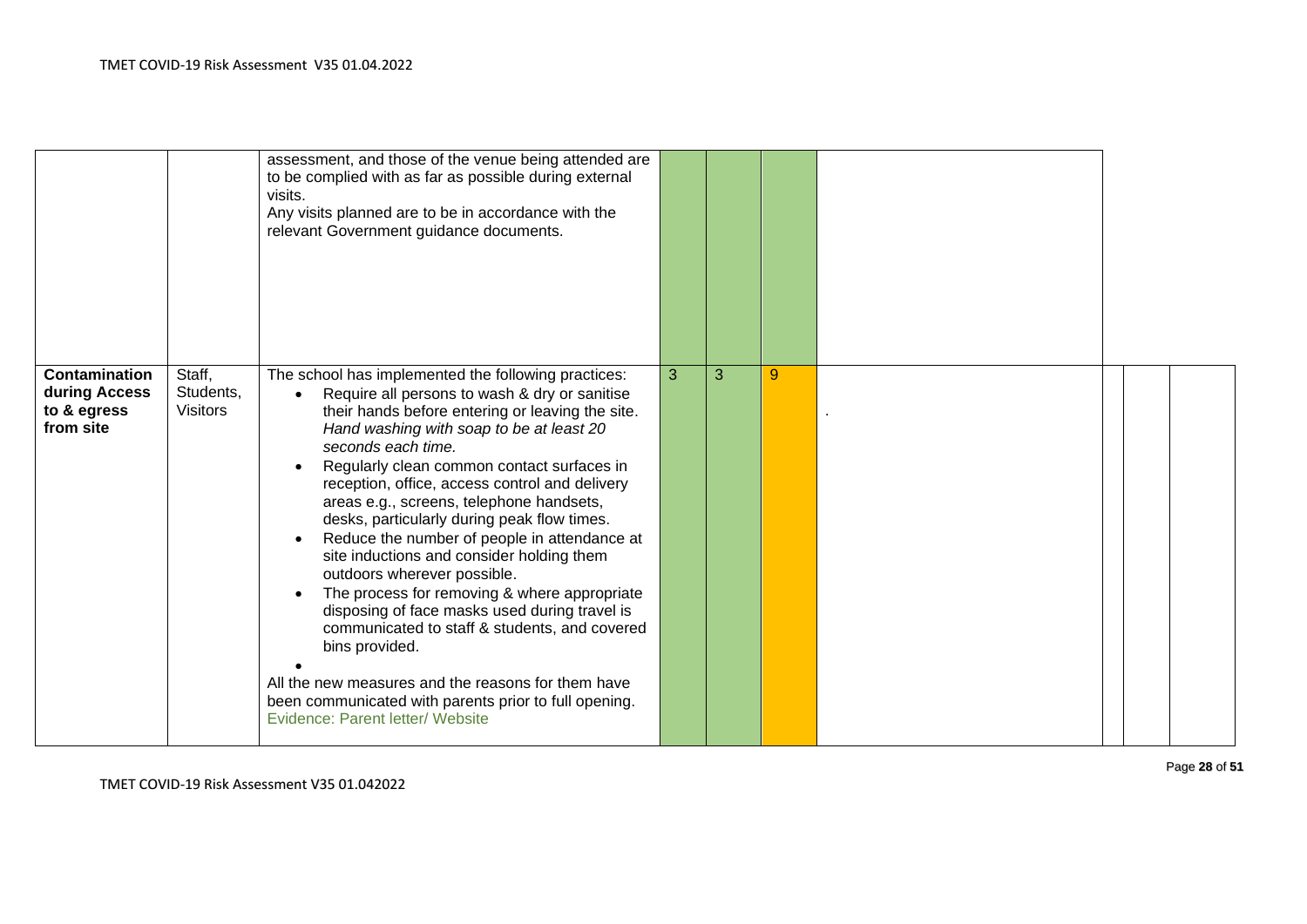| | | | | | | | | | |
|---|---|---|---|---|---|---|---|---|---|
| | | assessment, and those of the venue being attended are to be complied with as far as possible during external visits.<br>Any visits planned are to be in accordance with the relevant Government guidance documents. | | | | | | | |
| **Contamination during Access to & egress from site** | Staff, Students, Visitors | The school has implemented the following practices:<br>• Require all persons to wash & dry or sanitise their hands before entering or leaving the site. *Hand washing with soap to be at least 20 seconds each time.*<br>• Regularly clean common contact surfaces in reception, office, access control and delivery areas e.g., screens, telephone handsets, desks, particularly during peak flow times.<br>• Reduce the number of people in attendance at site inductions and consider holding them outdoors wherever possible.<br>• The process for removing & where appropriate disposing of face masks used during travel is communicated to staff & students, and covered bins provided.<br>•<br>All the new measures and the reasons for them have been communicated with parents prior to full opening.<br>Evidence: Parent letter/ Website | 3 | 3 | 9 | . | | | |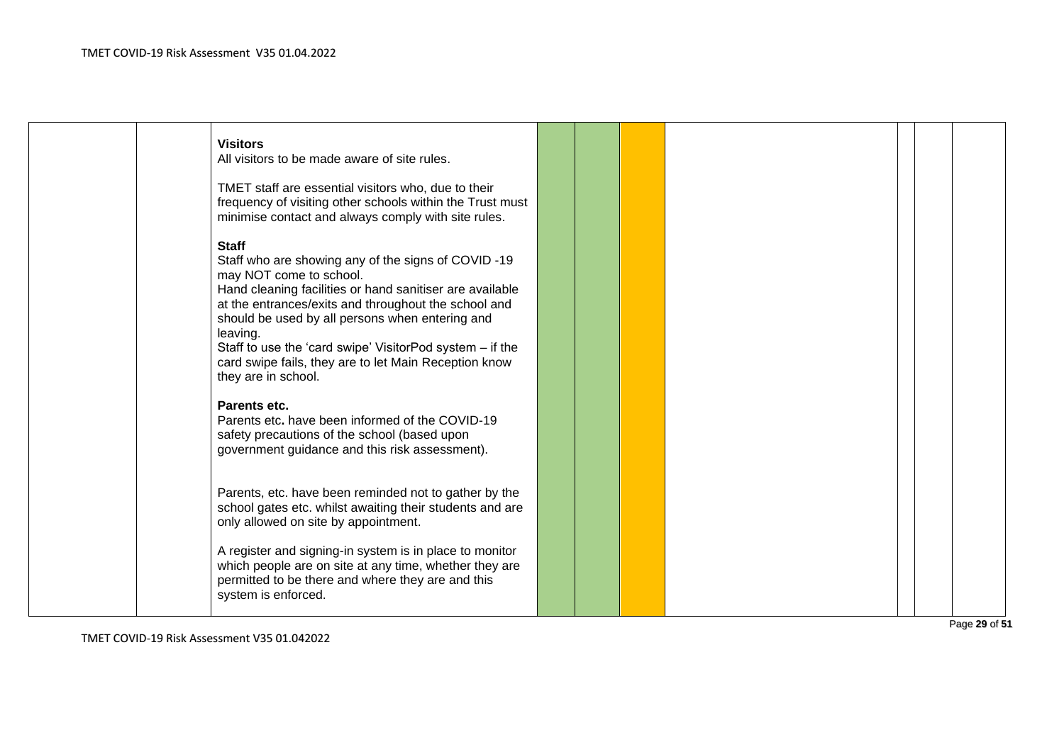| | | | | | | | | | |
|---|---|---|---|---|---|---|---|---|---|
| | | **Visitors**<br>All visitors to be made aware of site rules.<br><br>TMET staff are essential visitors who, due to their frequency of visiting other schools within the Trust must minimise contact and always comply with site rules.<br><br>**Staff**<br>Staff who are showing any of the signs of COVID -19 may NOT come to school.<br>Hand cleaning facilities or hand sanitiser are available at the entrances/exits and throughout the school and should be used by all persons when entering and leaving.<br>Staff to use the 'card swipe' VisitorPod system – if the card swipe fails, they are to let Main Reception know they are in school.<br><br>**Parents etc.**<br>Parents etc**.** have been informed of the COVID-19 safety precautions of the school (based upon government guidance and this risk assessment).<br><br>Parents, etc. have been reminded not to gather by the school gates etc. whilst awaiting their students and are only allowed on site by appointment.<br><br>A register and signing-in system is in place to monitor which people are on site at any time, whether they are permitted to be there and where they are and this system is enforced. | | | | | | | |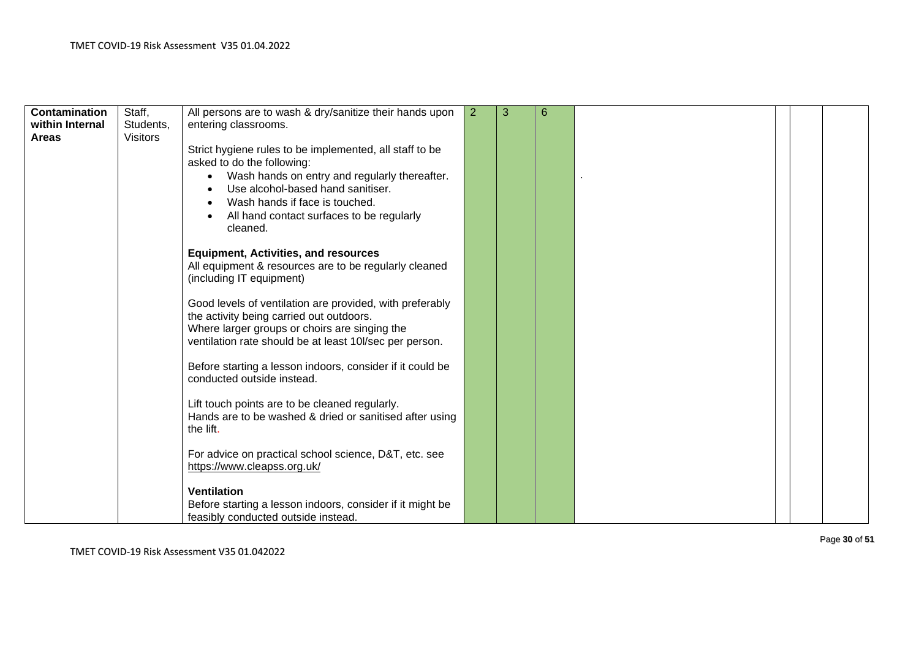| Contamination within Internal Areas | Staff, Students, Visitors | All persons are to wash & dry/sanitize their hands upon entering classrooms.<br><br>Strict hygiene rules to be implemented, all staff to be asked to do the following:<br>• Wash hands on entry and regularly thereafter.<br>• Use alcohol-based hand sanitiser.<br>• Wash hands if face is touched.<br>• All hand contact surfaces to be regularly cleaned.<br><br>**Equipment, Activities, and resources**<br>All equipment & resources are to be regularly cleaned (including IT equipment)<br><br>Good levels of ventilation are provided, with preferably the activity being carried out outdoors.<br>Where larger groups or choirs are singing the ventilation rate should be at least 10l/sec per person.<br><br>Before starting a lesson indoors, consider if it could be conducted outside instead.<br><br>Lift touch points are to be cleaned regularly.<br>Hands are to be washed & dried or sanitised after using the lift.<br><br>For advice on practical school science, D&T, etc. see https://www.cleapss.org.uk/<br><br>**Ventilation**<br>Before starting a lesson indoors, consider if it might be feasibly conducted outside instead. | 2 | 3 | 6 | . | | | |
|---|---|---|---|---|---|---|---|---|---|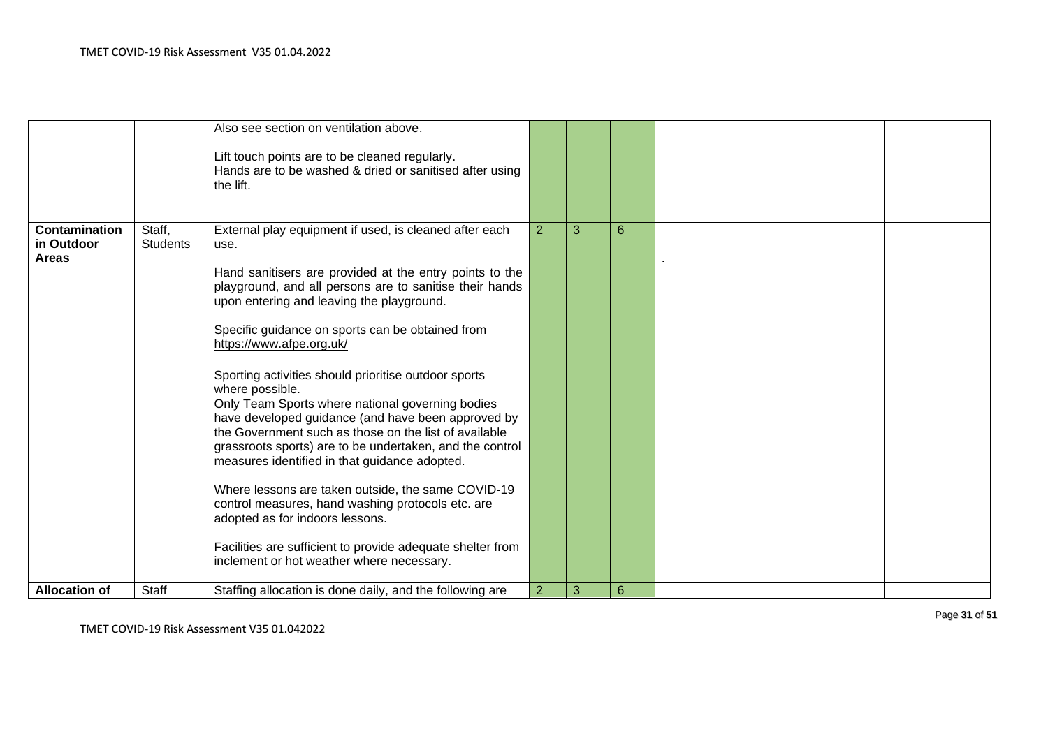| | | | | | | | | | |
|---|---|---|---|---|---|---|---|---|---|
| | | Also see section on ventilation above.<br><br>Lift touch points are to be cleaned regularly.<br>Hands are to be washed & dried or sanitised after using the lift. | | | | | | | |
| **Contamination in Outdoor Areas** | Staff, Students | External play equipment if used, is cleaned after each use.<br><br>Hand sanitisers are provided at the entry points to the playground, and all persons are to sanitise their hands upon entering and leaving the playground.<br><br>Specific guidance on sports can be obtained from https://www.afpe.org.uk/<br><br>Sporting activities should prioritise outdoor sports where possible.<br>Only Team Sports where national governing bodies have developed guidance (and have been approved by the Government such as those on the list of available grassroots sports) are to be undertaken, and the control measures identified in that guidance adopted.<br><br>Where lessons are taken outside, the same COVID-19 control measures, hand washing protocols etc. are adopted as for indoors lessons.<br><br>Facilities are sufficient to provide adequate shelter from inclement or hot weather where necessary. | 2 | 3 | 6 | . | | | |
| **Allocation of** | Staff | Staffing allocation is done daily, and the following are | 2 | 3 | 6 | | | | |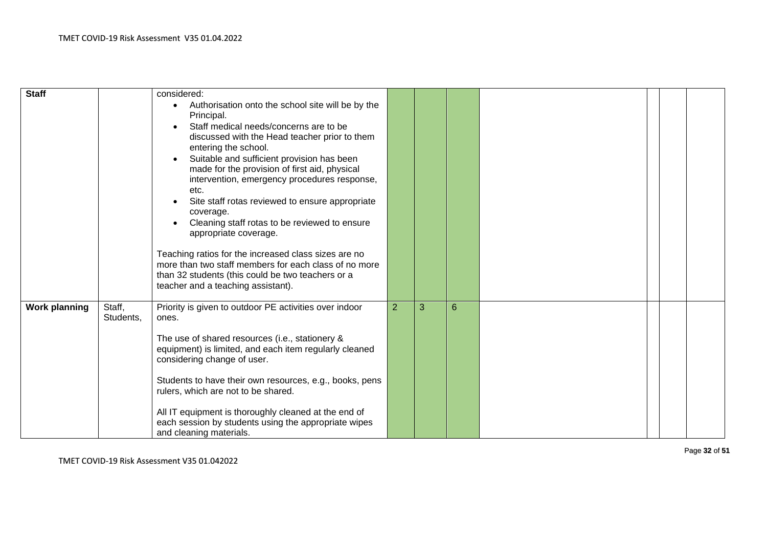| Staff | | considered:<br>• Authorisation onto the school site will be by the Principal.<br>• Staff medical needs/concerns are to be discussed with the Head teacher prior to them entering the school.<br>• Suitable and sufficient provision has been made for the provision of first aid, physical intervention, emergency procedures response, etc.<br>• Site staff rotas reviewed to ensure appropriate coverage.<br>• Cleaning staff rotas to be reviewed to ensure appropriate coverage.<br><br>Teaching ratios for the increased class sizes are no more than two staff members for each class of no more than 32 students (this could be two teachers or a teacher and a teaching assistant). | | | | | | | |
|---|---|---|---|---|---|---|---|---|---|
| **Work planning** | Staff, Students, | Priority is given to outdoor PE activities over indoor ones.<br><br>The use of shared resources (i.e., stationery & equipment) is limited, and each item regularly cleaned considering change of user.<br><br>Students to have their own resources, e.g., books, pens rulers, which are not to be shared.<br><br>All IT equipment is thoroughly cleaned at the end of each session by students using the appropriate wipes and cleaning materials. | 2 | 3 | 6 | | | | |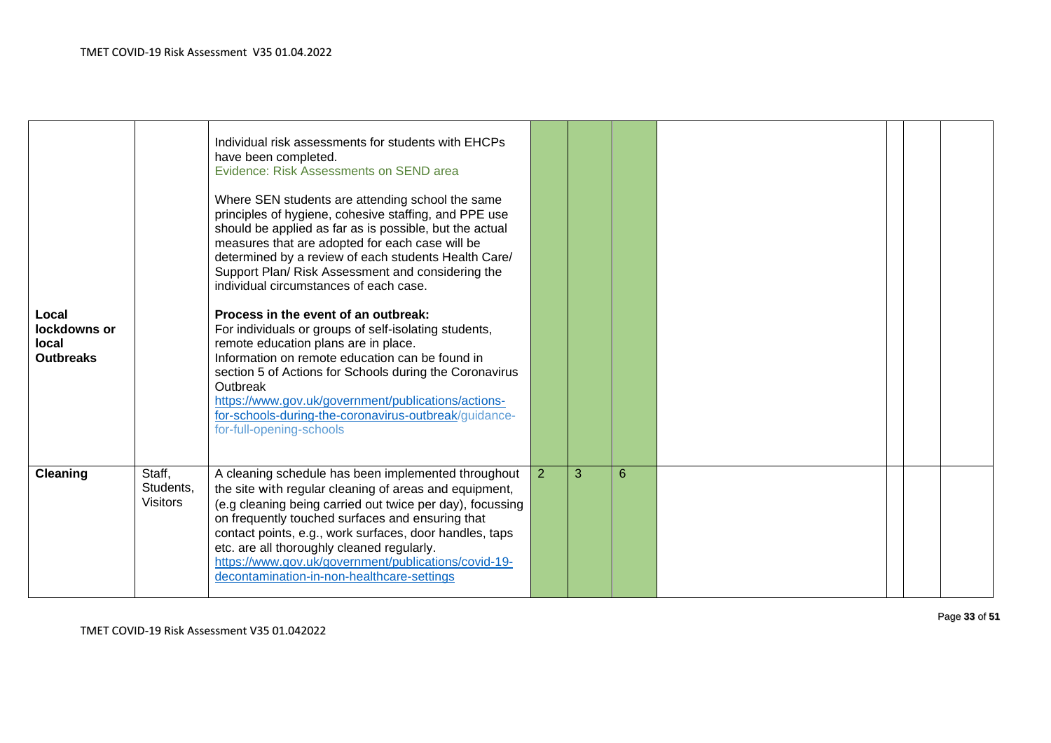| | | | | | | | | | |
|---|---|---|---|---|---|---|---|---|---|
| **Local lockdowns or local Outbreaks** | | Individual risk assessments for students with EHCPs have been completed.<br>Evidence: Risk Assessments on SEND area<br><br>Where SEN students are attending school the same principles of hygiene, cohesive staffing, and PPE use should be applied as far as is possible, but the actual measures that are adopted for each case will be determined by a review of each students Health Care/ Support Plan/ Risk Assessment and considering the individual circumstances of each case.<br><br>**Process in the event of an outbreak:**<br>For individuals or groups of self-isolating students, remote education plans are in place.<br>Information on remote education can be found in section 5 of Actions for Schools during the Coronavirus Outbreak<br>https://www.gov.uk/government/publications/actions-for-schools-during-the-coronavirus-outbreak/guidance-for-full-opening-schools | | | | | | | |
| **Cleaning** | Staff, Students, Visitors | A cleaning schedule has been implemented throughout the site with regular cleaning of areas and equipment, (e.g cleaning being carried out twice per day), focussing on frequently touched surfaces and ensuring that contact points, e.g., work surfaces, door handles, taps etc. are all thoroughly cleaned regularly.<br>https://www.gov.uk/government/publications/covid-19-decontamination-in-non-healthcare-settings | 2 | 3 | 6 | | | | |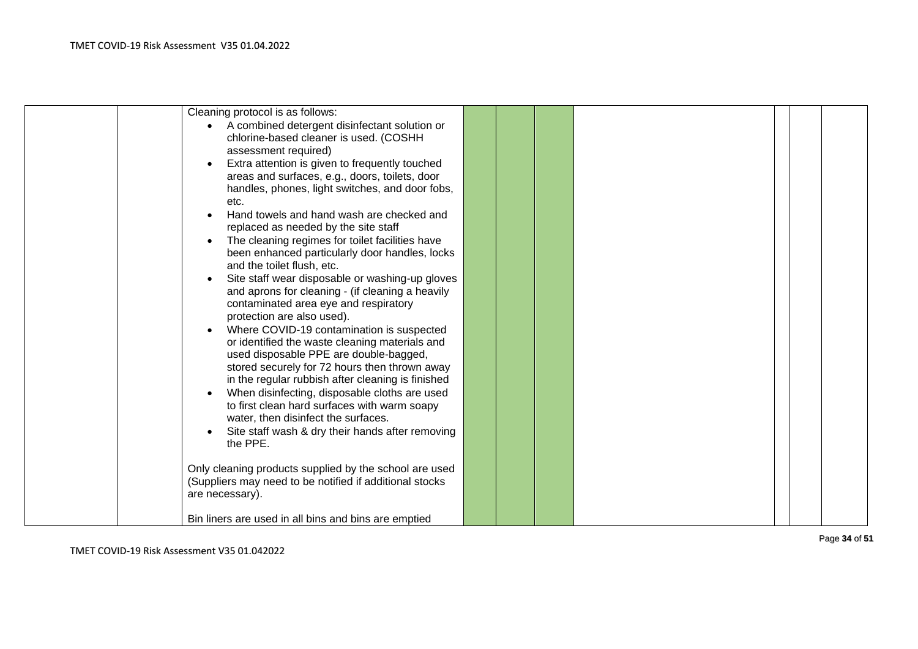| | | | | | | | | | |
|---|---|---|---|---|---|---|---|---|---|
| | | Cleaning protocol is as follows:<br>• A combined detergent disinfectant solution or chlorine-based cleaner is used. (COSHH assessment required)<br>• Extra attention is given to frequently touched areas and surfaces, e.g., doors, toilets, door handles, phones, light switches, and door fobs, etc.<br>• Hand towels and hand wash are checked and replaced as needed by the site staff<br>• The cleaning regimes for toilet facilities have been enhanced particularly door handles, locks and the toilet flush, etc.<br>• Site staff wear disposable or washing-up gloves and aprons for cleaning - (if cleaning a heavily contaminated area eye and respiratory protection are also used).<br>• Where COVID-19 contamination is suspected or identified the waste cleaning materials and used disposable PPE are double-bagged, stored securely for 72 hours then thrown away in the regular rubbish after cleaning is finished<br>• When disinfecting, disposable cloths are used to first clean hard surfaces with warm soapy water, then disinfect the surfaces.<br>• Site staff wash & dry their hands after removing the PPE.<br><br>Only cleaning products supplied by the school are used (Suppliers may need to be notified if additional stocks are necessary).<br><br>Bin liners are used in all bins and bins are emptied | | | | | | | |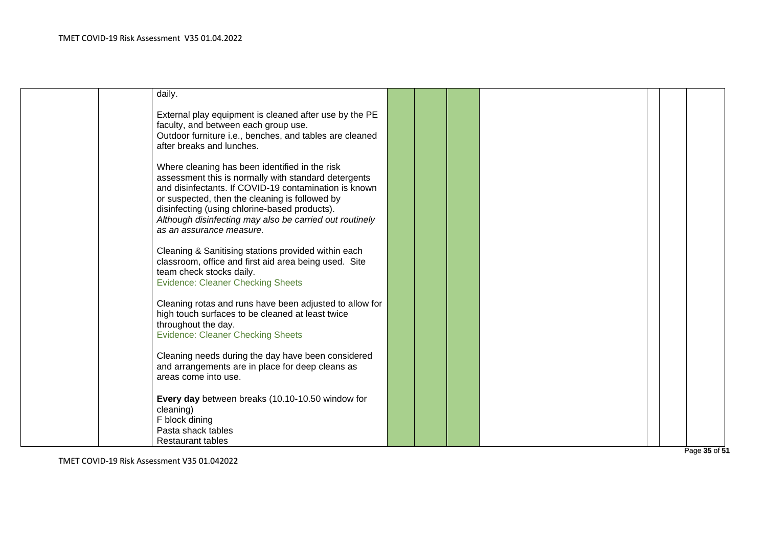| | | | | | | | | | |
|---|---|---|---|---|---|---|---|---|---|
| | | daily.<br><br>External play equipment is cleaned after use by the PE faculty, and between each group use.<br>Outdoor furniture i.e., benches, and tables are cleaned after breaks and lunches.<br><br>Where cleaning has been identified in the risk assessment this is normally with standard detergents and disinfectants. If COVID-19 contamination is known or suspected, then the cleaning is followed by disinfecting (using chlorine-based products).<br>*Although disinfecting may also be carried out routinely as an assurance measure.*<br><br>Cleaning & Sanitising stations provided within each classroom, office and first aid area being used. Site team check stocks daily.<br>Evidence: Cleaner Checking Sheets<br><br>Cleaning rotas and runs have been adjusted to allow for high touch surfaces to be cleaned at least twice throughout the day.<br>Evidence: Cleaner Checking Sheets<br><br>Cleaning needs during the day have been considered and arrangements are in place for deep cleans as areas come into use.<br><br>**Every day** between breaks (10.10-10.50 window for cleaning)<br>F block dining<br>Pasta shack tables<br>Restaurant tables | | | | | | | |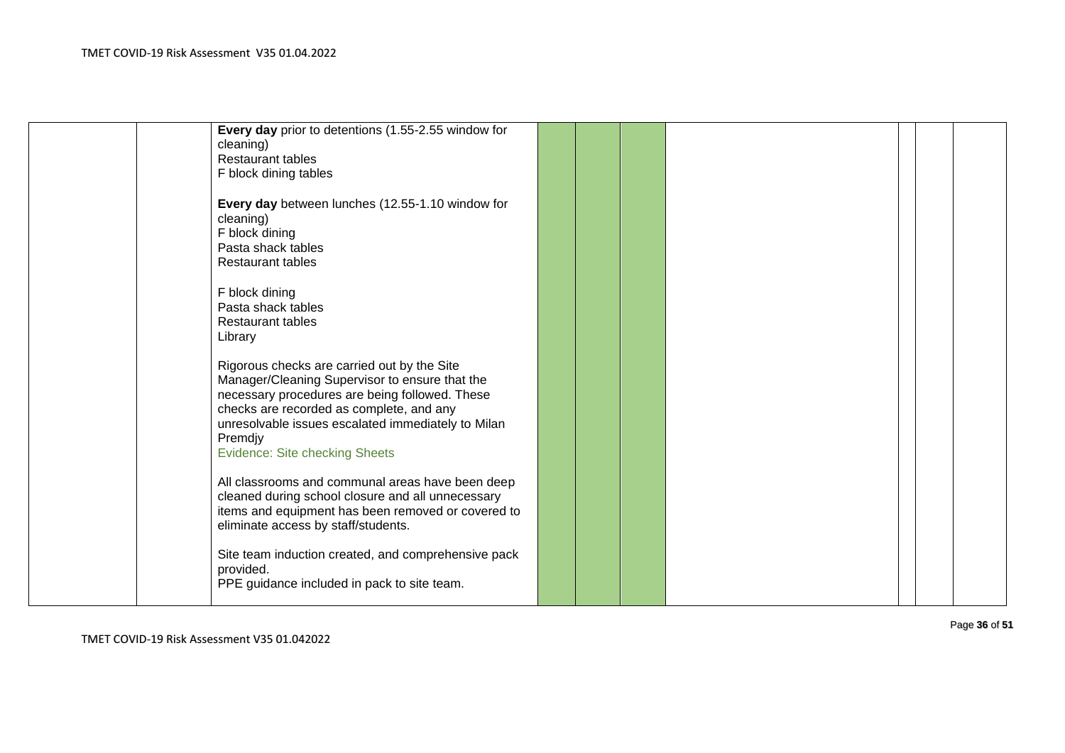| | | | | | | | | | |
|---|---|---|---|---|---|---|---|---|---|
| | | **Every day** prior to detentions (1.55-2.55 window for cleaning)<br>Restaurant tables<br>F block dining tables<br><br>**Every day** between lunches (12.55-1.10 window for cleaning)<br>F block dining<br>Pasta shack tables<br>Restaurant tables<br><br>F block dining<br>Pasta shack tables<br>Restaurant tables<br>Library<br><br>Rigorous checks are carried out by the Site Manager/Cleaning Supervisor to ensure that the necessary procedures are being followed. These checks are recorded as complete, and any unresolvable issues escalated immediately to Milan Premdjy<br>Evidence: Site checking Sheets<br><br>All classrooms and communal areas have been deep cleaned during school closure and all unnecessary items and equipment has been removed or covered to eliminate access by staff/students.<br><br>Site team induction created, and comprehensive pack provided.<br>PPE guidance included in pack to site team. | | | | | | | |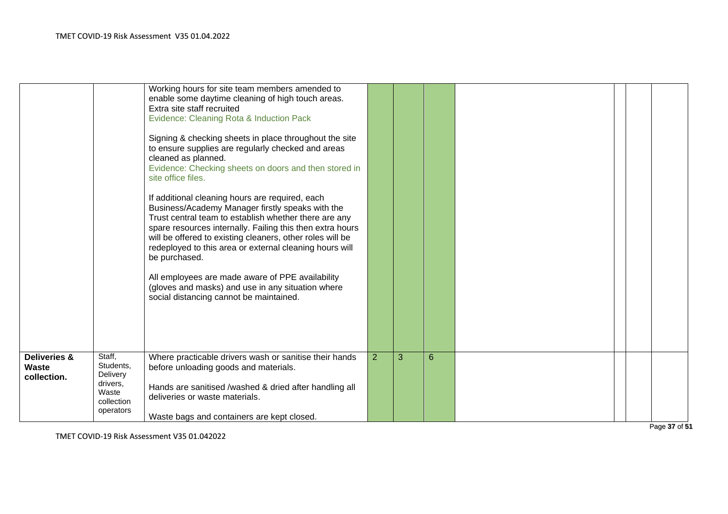| | | | | | | | | | |
|---|---|---|---|---|---|---|---|---|---|
| | | Working hours for site team members amended to enable some daytime cleaning of high touch areas. Extra site staff recruited<br>Evidence: Cleaning Rota & Induction Pack<br><br>Signing & checking sheets in place throughout the site to ensure supplies are regularly checked and areas cleaned as planned.<br>Evidence: Checking sheets on doors and then stored in site office files.<br><br>If additional cleaning hours are required, each Business/Academy Manager firstly speaks with the Trust central team to establish whether there are any spare resources internally. Failing this then extra hours will be offered to existing cleaners, other roles will be redeployed to this area or external cleaning hours will be purchased.<br><br>All employees are made aware of PPE availability (gloves and masks) and use in any situation where social distancing cannot be maintained. | | | | | | | |
| **Deliveries & Waste collection.** | Staff, Students, Delivery drivers, Waste collection operators | Where practicable drivers wash or sanitise their hands before unloading goods and materials.<br><br>Hands are sanitised /washed & dried after handling all deliveries or waste materials.<br><br>Waste bags and containers are kept closed. | 2 | 3 | 6 | | | | |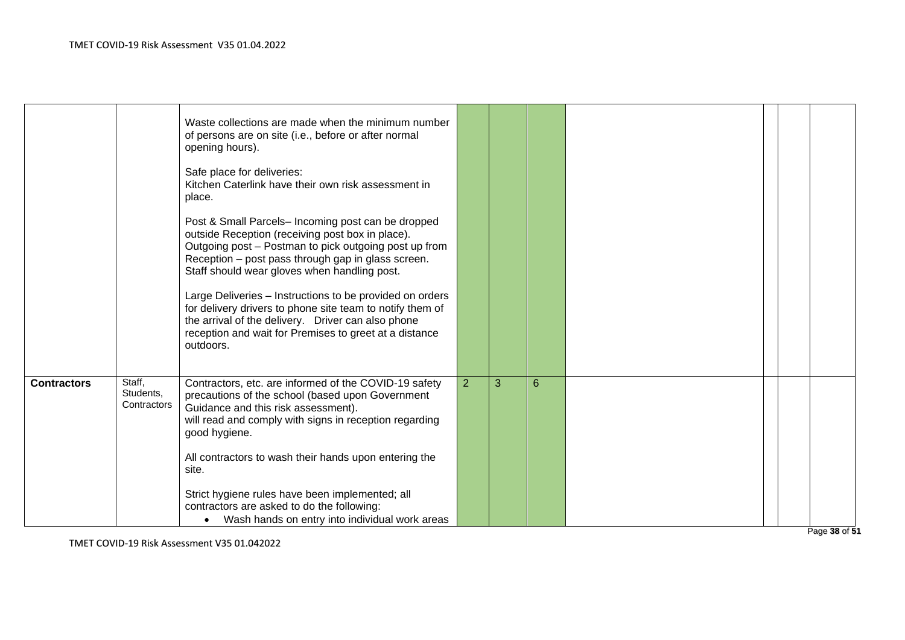| | | | | | | | | | |
|---|---|---|---|---|---|---|---|---|---|
| | | Waste collections are made when the minimum number of persons are on site (i.e., before or after normal opening hours).<br><br>Safe place for deliveries:<br>Kitchen Caterlink have their own risk assessment in place.<br><br>Post & Small Parcels– Incoming post can be dropped outside Reception (receiving post box in place).<br>Outgoing post – Postman to pick outgoing post up from Reception – post pass through gap in glass screen.<br>Staff should wear gloves when handling post.<br><br>Large Deliveries – Instructions to be provided on orders for delivery drivers to phone site team to notify them of the arrival of the delivery. Driver can also phone reception and wait for Premises to greet at a distance outdoors. | | | | | | | |
| **Contractors** | Staff, Students, Contractors | Contractors, etc. are informed of the COVID-19 safety precautions of the school (based upon Government Guidance and this risk assessment).<br>will read and comply with signs in reception regarding good hygiene.<br><br>All contractors to wash their hands upon entering the site.<br><br>Strict hygiene rules have been implemented; all contractors are asked to do the following:<br>• Wash hands on entry into individual work areas | 2 | 3 | 6 | | | | |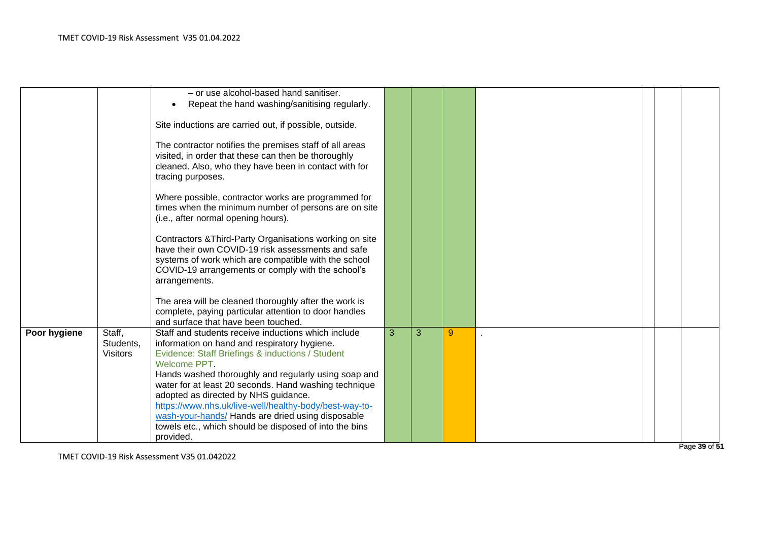| | | | | | | | | | |
|---|---|---|---|---|---|---|---|---|---|
| | | – or use alcohol-based hand sanitiser.<br>• Repeat the hand washing/sanitising regularly.<br><br>Site inductions are carried out, if possible, outside.<br><br>The contractor notifies the premises staff of all areas visited, in order that these can then be thoroughly cleaned. Also, who they have been in contact with for tracing purposes.<br><br>Where possible, contractor works are programmed for times when the minimum number of persons are on site (i.e., after normal opening hours).<br><br>Contractors &Third-Party Organisations working on site have their own COVID-19 risk assessments and safe systems of work which are compatible with the school COVID-19 arrangements or comply with the school's arrangements.<br><br>The area will be cleaned thoroughly after the work is complete, paying particular attention to door handles and surface that have been touched. | | | | | | | |
| **Poor hygiene** | Staff, Students, Visitors | Staff and students receive inductions which include information on hand and respiratory hygiene.<br>Evidence: Staff Briefings & inductions / Student Welcome PPT.<br>Hands washed thoroughly and regularly using soap and water for at least 20 seconds. Hand washing technique adopted as directed by NHS guidance. [https://www.nhs.uk/live-well/healthy-body/best-way-to-wash-your-hands/](https://www.nhs.uk/live-well/healthy-body/best-way-to-wash-your-hands/) Hands are dried using disposable towels etc., which should be disposed of into the bins provided. | 3 | 3 | 9 | . | | | |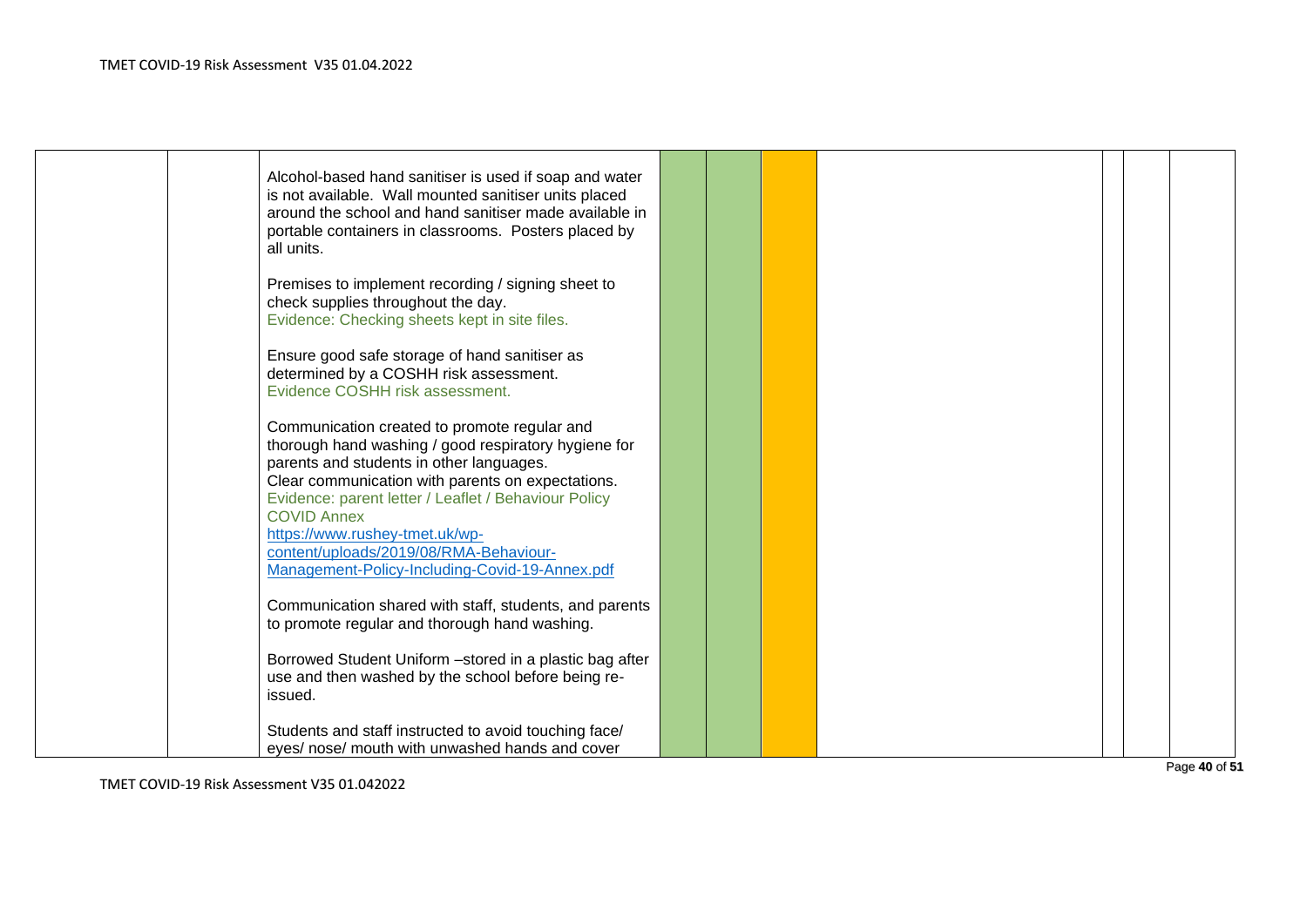| | | | | | | | | | |
|---|---|---|---|---|---|---|---|---|---|
| | | Alcohol-based hand sanitiser is used if soap and water is not available. Wall mounted sanitiser units placed around the school and hand sanitiser made available in portable containers in classrooms. Posters placed by all units.<br><br>Premises to implement recording / signing sheet to check supplies throughout the day.<br>Evidence: Checking sheets kept in site files.<br><br>Ensure good safe storage of hand sanitiser as determined by a COSHH risk assessment.<br>Evidence COSHH risk assessment.<br><br>Communication created to promote regular and thorough hand washing / good respiratory hygiene for parents and students in other languages.<br>Clear communication with parents on expectations.<br>Evidence: parent letter / Leaflet / Behaviour Policy COVID Annex<br>[https://www.rushey-tmet.uk/wp-content/uploads/2019/08/RMA-Behaviour-Management-Policy-Including-Covid-19-Annex.pdf](https://www.rushey-tmet.uk/wp-content/uploads/2019/08/RMA-Behaviour-Management-Policy-Including-Covid-19-Annex.pdf)<br><br>Communication shared with staff, students, and parents to promote regular and thorough hand washing.<br><br>Borrowed Student Uniform –stored in a plastic bag after use and then washed by the school before being re-issued.<br><br>Students and staff instructed to avoid touching face/ eyes/ nose/ mouth with unwashed hands and cover | | | | | | | |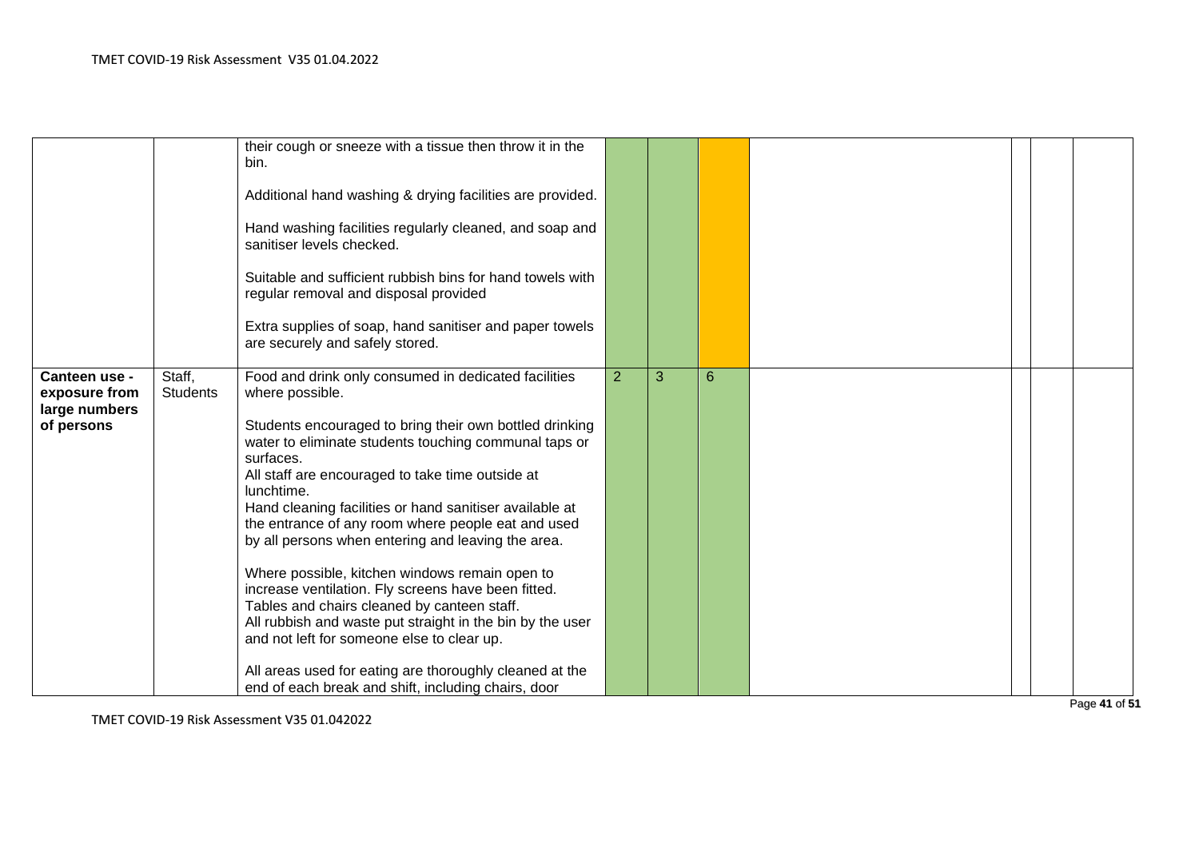| | | | | | | | | | |
|---|---|---|---|---|---|---|---|---|---|
| | | their cough or sneeze with a tissue then throw it in the bin.<br><br>Additional hand washing & drying facilities are provided.<br><br>Hand washing facilities regularly cleaned, and soap and sanitiser levels checked.<br><br>Suitable and sufficient rubbish bins for hand towels with regular removal and disposal provided<br><br>Extra supplies of soap, hand sanitiser and paper towels are securely and safely stored. | | | | | | | |
| **Canteen use - exposure from large numbers of persons** | Staff, Students | Food and drink only consumed in dedicated facilities where possible.<br><br>Students encouraged to bring their own bottled drinking water to eliminate students touching communal taps or surfaces.<br>All staff are encouraged to take time outside at lunchtime.<br>Hand cleaning facilities or hand sanitiser available at the entrance of any room where people eat and used by all persons when entering and leaving the area.<br><br>Where possible, kitchen windows remain open to increase ventilation. Fly screens have been fitted.<br>Tables and chairs cleaned by canteen staff.<br>All rubbish and waste put straight in the bin by the user and not left for someone else to clear up.<br><br>All areas used for eating are thoroughly cleaned at the end of each break and shift, including chairs, door | 2 | 3 | 6 | | | | |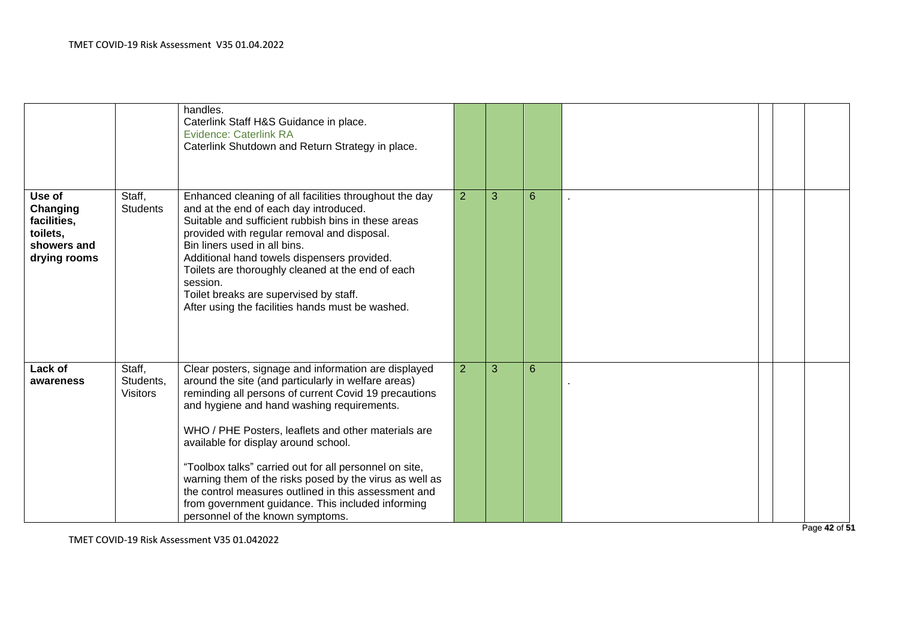| | | | | | | | | | |
|---|---|---|---|---|---|---|---|---|---|
| | | handles.<br>Caterlink Staff H&S Guidance in place.<br>Evidence: Caterlink RA<br>Caterlink Shutdown and Return Strategy in place. | | | | | | | |
| **Use of Changing facilities, toilets, showers and drying rooms** | Staff, Students | Enhanced cleaning of all facilities throughout the day and at the end of each day introduced.<br>Suitable and sufficient rubbish bins in these areas provided with regular removal and disposal.<br>Bin liners used in all bins.<br>Additional hand towels dispensers provided.<br>Toilets are thoroughly cleaned at the end of each session.<br>Toilet breaks are supervised by staff.<br>After using the facilities hands must be washed. | 2 | 3 | 6 | . | | | |
| **Lack of awareness** | Staff, Students, Visitors | Clear posters, signage and information are displayed around the site (and particularly in welfare areas) reminding all persons of current Covid 19 precautions and hygiene and hand washing requirements.<br><br>WHO / PHE Posters, leaflets and other materials are available for display around school.<br><br>"Toolbox talks" carried out for all personnel on site, warning them of the risks posed by the virus as well as the control measures outlined in this assessment and from government guidance. This included informing personnel of the known symptoms. | 2 | 3 | 6 | . | | | |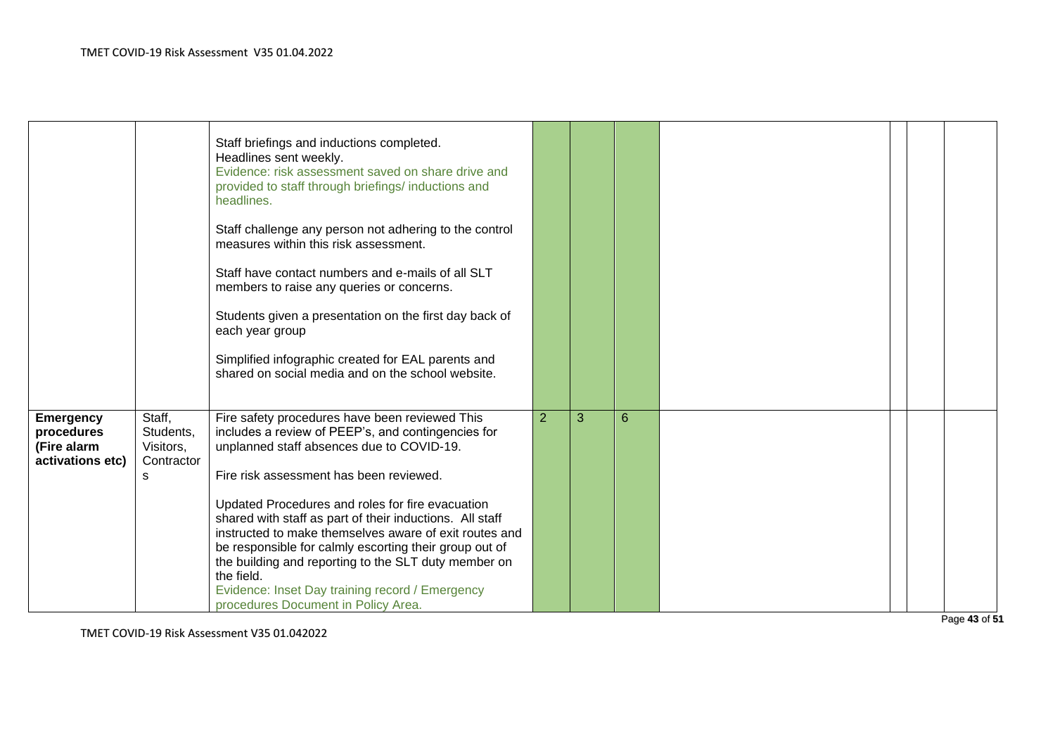| | | | | | | | | | |
|---|---|---|---|---|---|---|---|---|---|
| | | Staff briefings and inductions completed.<br>Headlines sent weekly.<br>Evidence: risk assessment saved on share drive and provided to staff through briefings/ inductions and headlines.<br><br>Staff challenge any person not adhering to the control measures within this risk assessment.<br><br>Staff have contact numbers and e-mails of all SLT members to raise any queries or concerns.<br><br>Students given a presentation on the first day back of each year group<br><br>Simplified infographic created for EAL parents and shared on social media and on the school website. | | | | | | | |
| **Emergency procedures (Fire alarm activations etc)** | Staff, Students, Visitors, Contractors | Fire safety procedures have been reviewed This includes a review of PEEP's, and contingencies for unplanned staff absences due to COVID-19.<br><br>Fire risk assessment has been reviewed.<br><br>Updated Procedures and roles for fire evacuation shared with staff as part of their inductions. All staff instructed to make themselves aware of exit routes and be responsible for calmly escorting their group out of the building and reporting to the SLT duty member on the field.<br>Evidence: Inset Day training record / Emergency procedures Document in Policy Area. | 2 | 3 | 6 | | | | |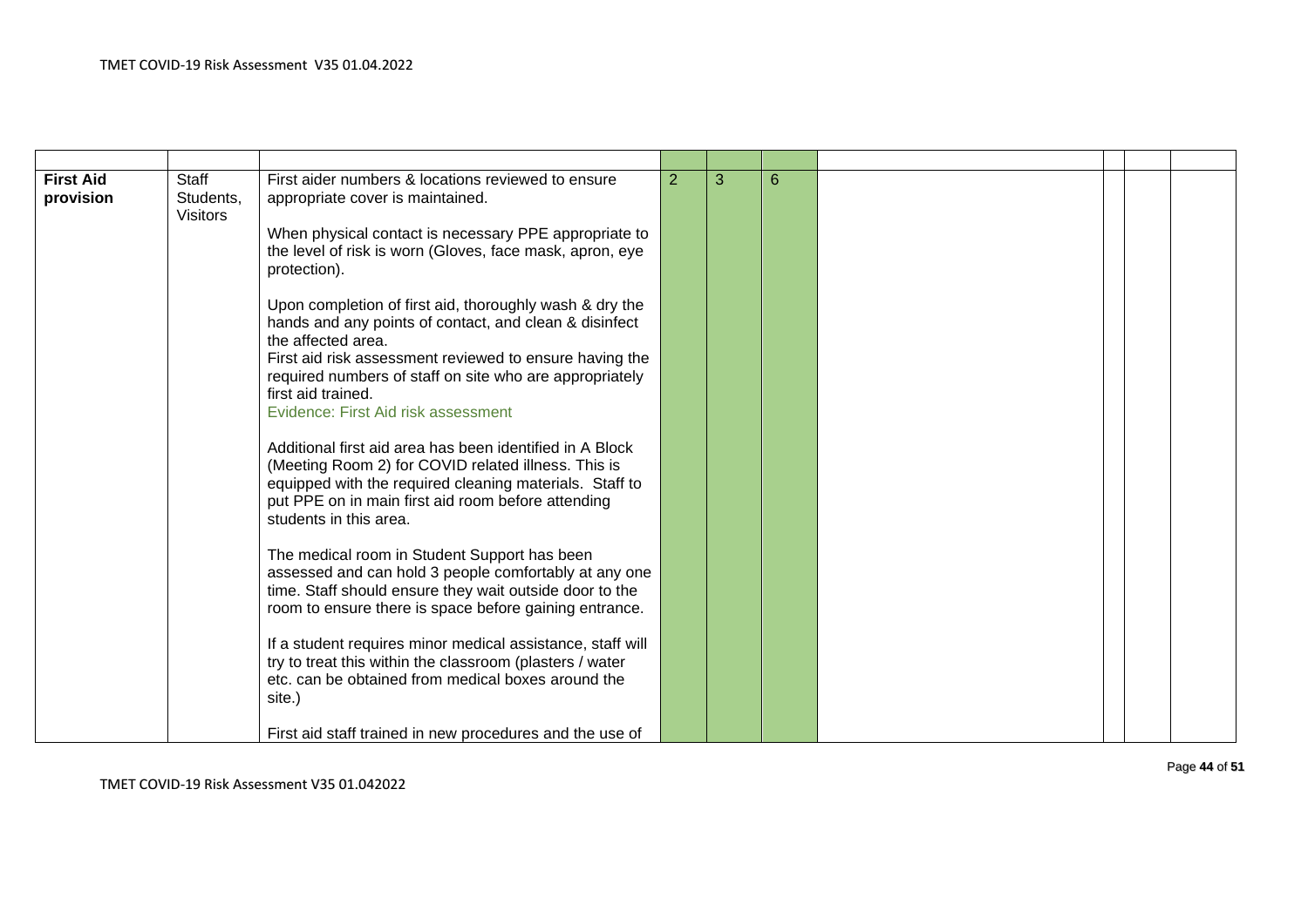| | | | | | | | | | |
|---|---|---|---|---|---|---|---|---|---|
| **First Aid provision** | Staff Students, Visitors | First aider numbers & locations reviewed to ensure appropriate cover is maintained.<br><br>When physical contact is necessary PPE appropriate to the level of risk is worn (Gloves, face mask, apron, eye protection).<br><br>Upon completion of first aid, thoroughly wash & dry the hands and any points of contact, and clean & disinfect the affected area.<br>First aid risk assessment reviewed to ensure having the required numbers of staff on site who are appropriately first aid trained.<br>Evidence: First Aid risk assessment<br><br>Additional first aid area has been identified in A Block (Meeting Room 2) for COVID related illness. This is equipped with the required cleaning materials. Staff to put PPE on in main first aid room before attending students in this area.<br><br>The medical room in Student Support has been assessed and can hold 3 people comfortably at any one time. Staff should ensure they wait outside door to the room to ensure there is space before gaining entrance.<br><br>If a student requires minor medical assistance, staff will try to treat this within the classroom (plasters / water etc. can be obtained from medical boxes around the site.)<br><br>First aid staff trained in new procedures and the use of | 2 | 3 | 6 | | | | |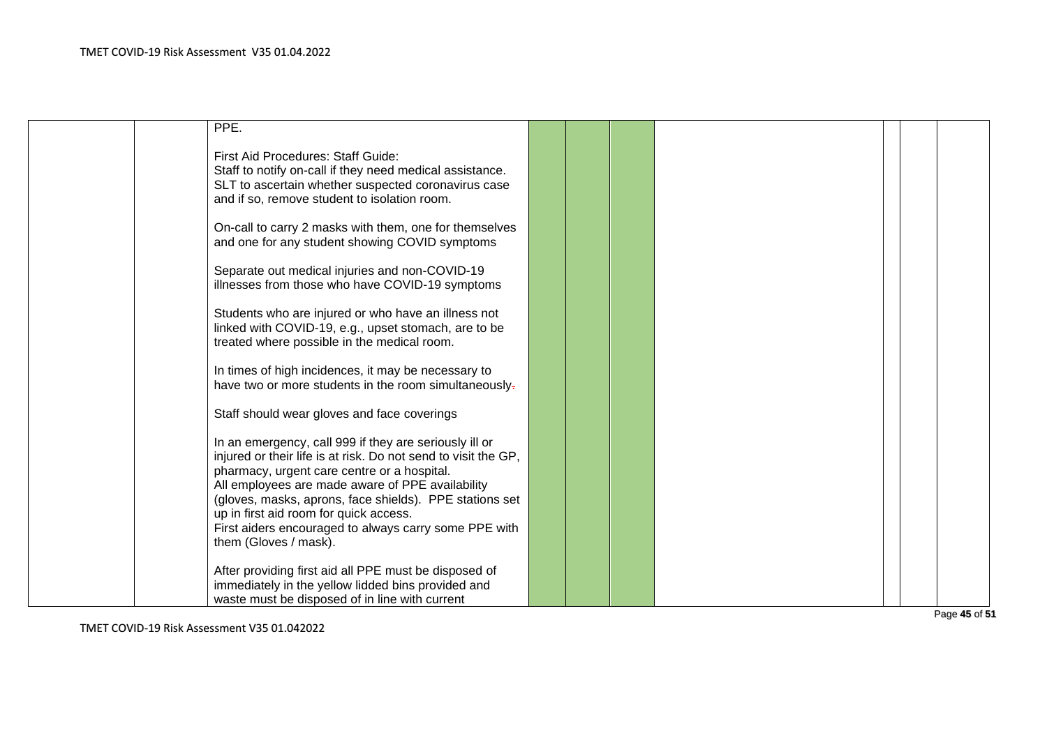| | | | | | | | | | |
|---|---|---|---|---|---|---|---|---|---|
| | | PPE.<br><br>First Aid Procedures: Staff Guide:<br>Staff to notify on-call if they need medical assistance.<br>SLT to ascertain whether suspected coronavirus case and if so, remove student to isolation room.<br><br>On-call to carry 2 masks with them, one for themselves and one for any student showing COVID symptoms<br><br>Separate out medical injuries and non-COVID-19 illnesses from those who have COVID-19 symptoms<br><br>Students who are injured or who have an illness not linked with COVID-19, e.g., upset stomach, are to be treated where possible in the medical room.<br><br>In times of high incidences, it may be necessary to have two or more students in the room simultaneously.<br><br>Staff should wear gloves and face coverings<br><br>In an emergency, call 999 if they are seriously ill or injured or their life is at risk. Do not send to visit the GP, pharmacy, urgent care centre or a hospital.<br>All employees are made aware of PPE availability (gloves, masks, aprons, face shields). PPE stations set up in first aid room for quick access.<br>First aiders encouraged to always carry some PPE with them (Gloves / mask).<br><br>After providing first aid all PPE must be disposed of immediately in the yellow lidded bins provided and waste must be disposed of in line with current | | | | | | | |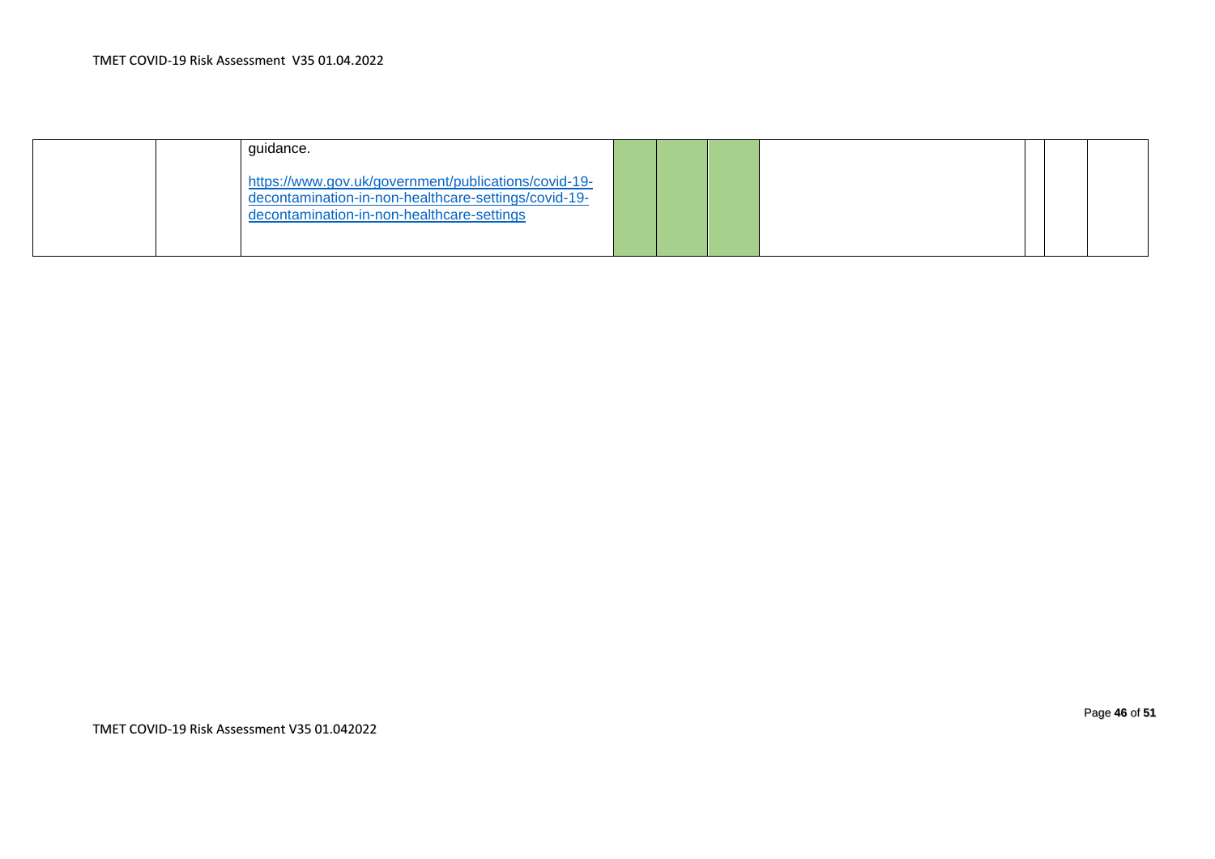|  |  |  |  |  |  |  |  |  |  |
|---|---|---|---|---|---|---|---|---|---|
|  |  | guidance.<br><br>https://www.gov.uk/government/publications/covid-19-decontamination-in-non-healthcare-settings/covid-19-decontamination-in-non-healthcare-settings |  |  |  |  |  |  |  |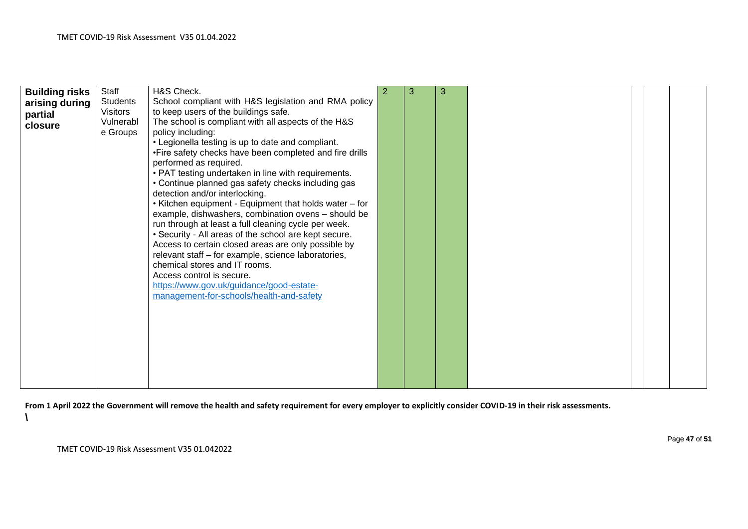| Building risks arising during partial closure | Staff<br>Students<br>Visitors<br>Vulnerable Groups | H&S Check.<br>School compliant with H&S legislation and RMA policy to keep users of the buildings safe.<br>The school is compliant with all aspects of the H&S policy including:<br>• Legionella testing is up to date and compliant.<br>•Fire safety checks have been completed and fire drills performed as required.<br>• PAT testing undertaken in line with requirements.<br>• Continue planned gas safety checks including gas detection and/or interlocking.<br>• Kitchen equipment - Equipment that holds water – for example, dishwashers, combination ovens – should be run through at least a full cleaning cycle per week.<br>• Security - All areas of the school are kept secure. Access to certain closed areas are only possible by relevant staff – for example, science laboratories, chemical stores and IT rooms.<br>Access control is secure.<br>[https://www.gov.uk/guidance/good-estate-management-for-schools/health-and-safety](https://www.gov.uk/guidance/good-estate-management-for-schools/health-and-safety) | 2 | 3 | 3 | | | | |
|---|---|---|---|---|---|---|---|---|---|

**From 1 April 2022 the Government will remove the health and safety requirement for every employer to explicitly consider COVID-19 in their risk assessments.**

**\**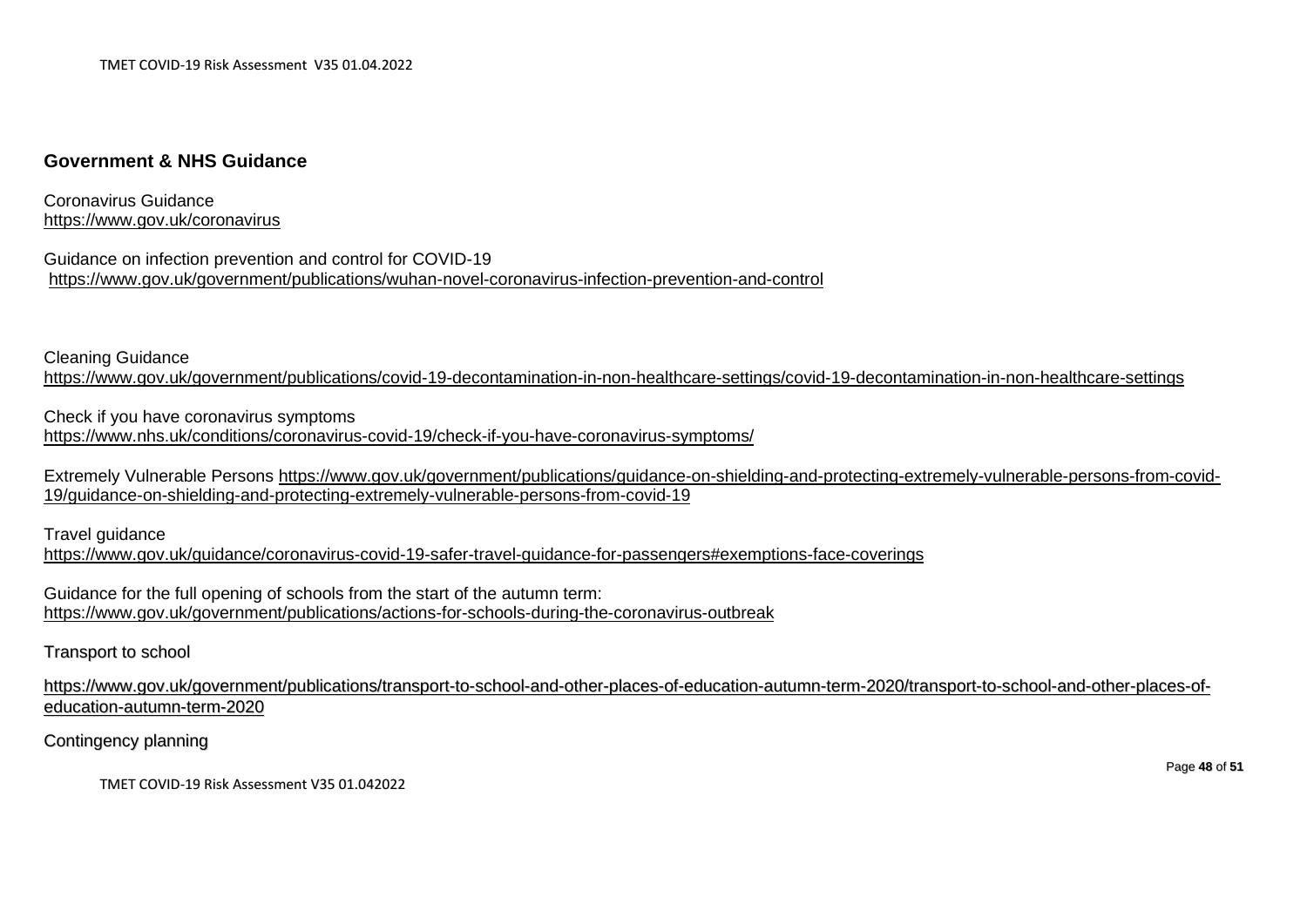## Government & NHS Guidance

Coronavirus Guidance
https://www.gov.uk/coronavirus

Guidance on infection prevention and control for COVID-19
https://www.gov.uk/government/publications/wuhan-novel-coronavirus-infection-prevention-and-control

Cleaning Guidance
https://www.gov.uk/government/publications/covid-19-decontamination-in-non-healthcare-settings/covid-19-decontamination-in-non-healthcare-settings

Check if you have coronavirus symptoms
https://www.nhs.uk/conditions/coronavirus-covid-19/check-if-you-have-coronavirus-symptoms/

Extremely Vulnerable Persons https://www.gov.uk/government/publications/guidance-on-shielding-and-protecting-extremely-vulnerable-persons-from-covid-19/guidance-on-shielding-and-protecting-extremely-vulnerable-persons-from-covid-19

Travel guidance
https://www.gov.uk/guidance/coronavirus-covid-19-safer-travel-guidance-for-passengers#exemptions-face-coverings

Guidance for the full opening of schools from the start of the autumn term:
https://www.gov.uk/government/publications/actions-for-schools-during-the-coronavirus-outbreak

Transport to school

https://www.gov.uk/government/publications/transport-to-school-and-other-places-of-education-autumn-term-2020/transport-to-school-and-other-places-of-education-autumn-term-2020

Contingency planning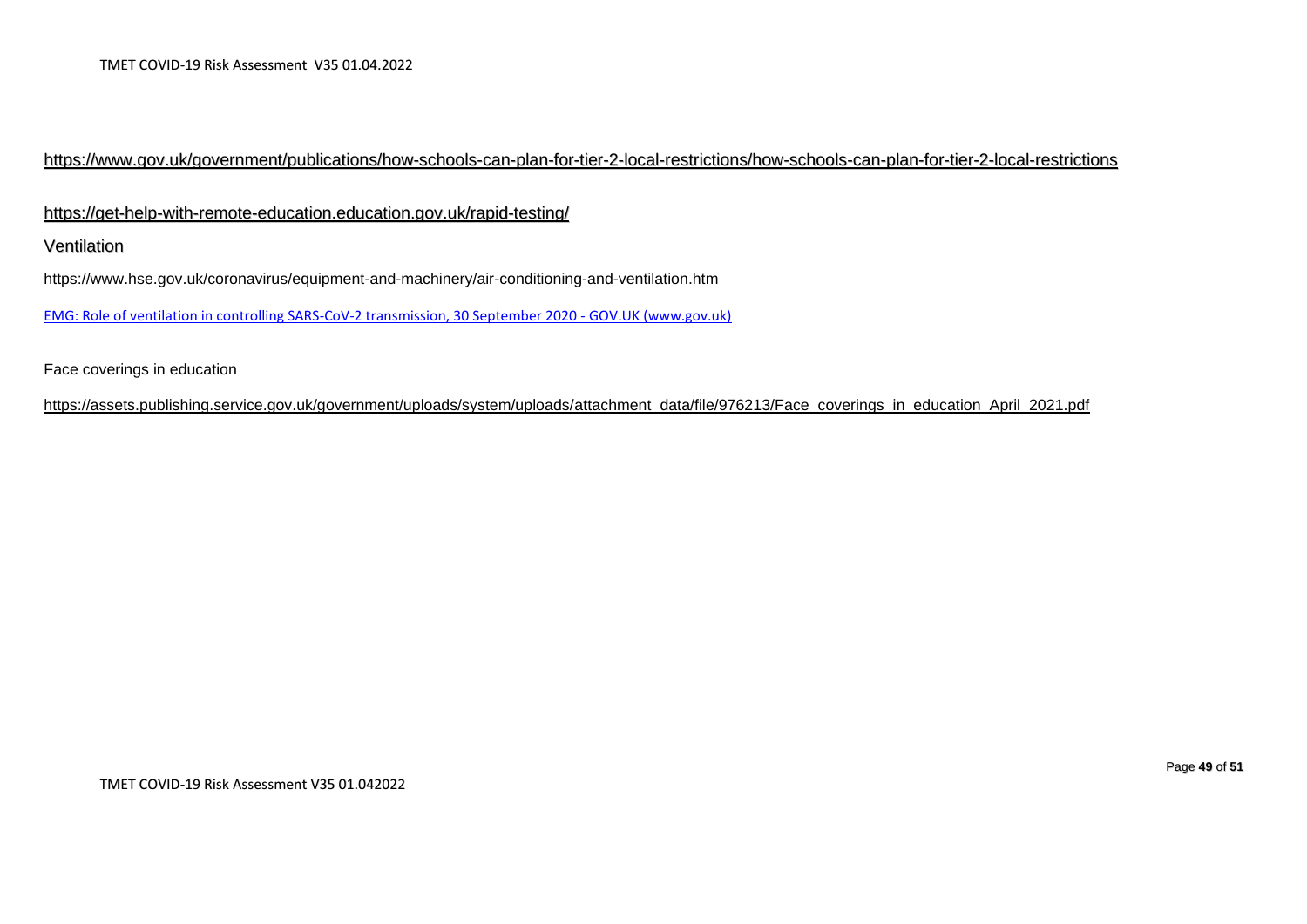https://www.gov.uk/government/publications/how-schools-can-plan-for-tier-2-local-restrictions/how-schools-can-plan-for-tier-2-local-restrictions

https://get-help-with-remote-education.education.gov.uk/rapid-testing/

Ventilation

https://www.hse.gov.uk/coronavirus/equipment-and-machinery/air-conditioning-and-ventilation.htm

EMG: Role of ventilation in controlling SARS-CoV-2 transmission, 30 September 2020 - GOV.UK (www.gov.uk)

Face coverings in education

https://assets.publishing.service.gov.uk/government/uploads/system/uploads/attachment_data/file/976213/Face_coverings_in_education_April_2021.pdf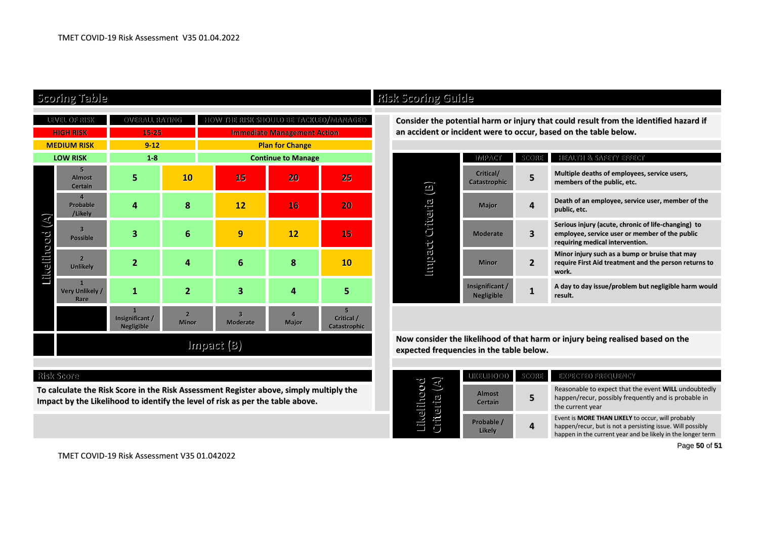## Scoring Table

| LEVEL OF RISK | OVERALL RATING | HOW THE RISK SHOULD BE TACKLED/MANAGED |
|---|---|---|
| HIGH RISK | 15-25 | Immediate Management Action |
| MEDIUM RISK | 9-12 | Plan for Change |
| LOW RISK | 1-8 | Continue to Manage |

| Likelihood (A) | | | | | |
|---|---|---|---|---|---|
| 5 Almost Certain | 5 | 10 | 15 | 20 | 25 |
| 4 Probable /Likely | 4 | 8 | 12 | 16 | 20 |
| 3 Possible | 3 | 6 | 9 | 12 | 15 |
| 2 Unlikely | 2 | 4 | 6 | 8 | 10 |
| 1 Very Unlikely / Rare | 1 | 2 | 3 | 4 | 5 |
| **Impact (B)** | 1 Insignificant / Negligible | 2 Minor | 3 Moderate | 4 Major | 5 Critical / Catastrophic |

## Risk Score

**To calculate the Risk Score in the Risk Assessment Register above, simply multiply the Impact by the Likelihood to identify the level of risk as per the table above.**

## Risk Scoring Guide

**Consider the potential harm or injury that could result from the identified hazard if an accident or incident were to occur, based on the table below.**

**Impact Criteria (B)**

| IMPACT | SCORE | HEALTH & SAFETY EFFECT |
|---|---|---|
| Critical/ Catastrophic | 5 | Multiple deaths of employees, service users, members of the public, etc. |
| Major | 4 | Death of an employee, service user, member of the public, etc. |
| Moderate | 3 | Serious injury (acute, chronic of life-changing) to employee, service user or member of the public requiring medical intervention. |
| Minor | 2 | Minor injury such as a bump or bruise that may require First Aid treatment and the person returns to work. |
| Insignificant / Negligible | 1 | A day to day issue/problem but negligible harm would result. |

**Now consider the likelihood of that harm or injury being realised based on the expected frequencies in the table below.**

**Likelihood Criteria (A)**

| LIKELIHOOD | SCORE | EXPECTED FREQUENCY |
|---|---|---|
| Almost Certain | 5 | Reasonable to expect that the event **WILL** undoubtedly happen/recur, possibly frequently and is probable in the current year |
| Probable / Likely | 4 | Event is **MORE THAN LIKELY** to occur, will probably happen/recur, but is not a persisting issue. Will possibly happen in the current year and be likely in the longer term |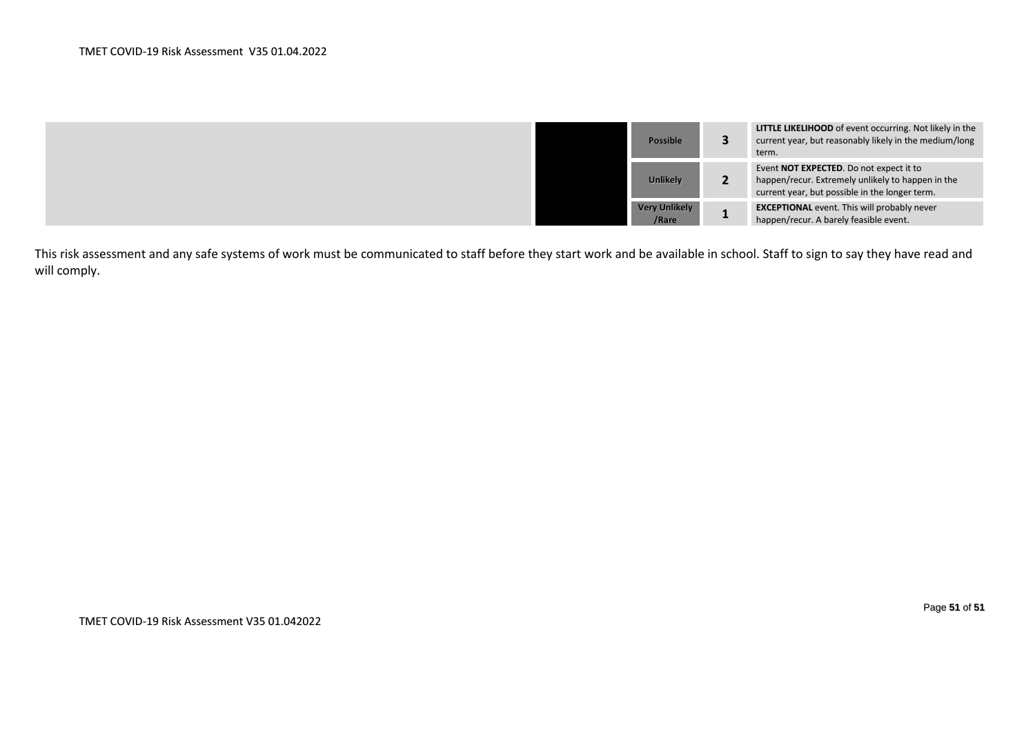| | | | | |
|---|---|---|---|---|
| | | Possible | 3 | **LITTLE LIKELIHOOD** of event occurring. Not likely in the current year, but reasonably likely in the medium/long term. |
| | | Unlikely | 2 | Event **NOT EXPECTED**. Do not expect it to happen/recur. Extremely unlikely to happen in the current year, but possible in the longer term. |
| | | Very Unlikely /Rare | 1 | **EXCEPTIONAL** event. This will probably never happen/recur. A barely feasible event. |

This risk assessment and any safe systems of work must be communicated to staff before they start work and be available in school. Staff to sign to say they have read and will comply.